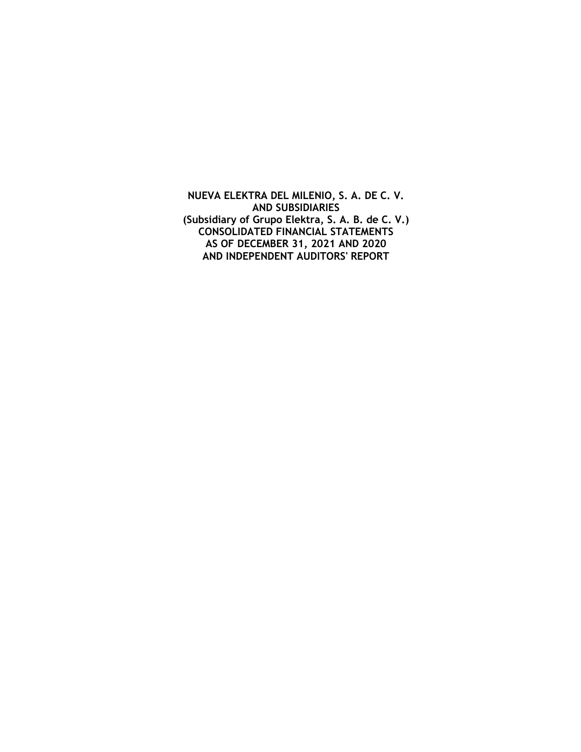**NUEVA ELEKTRA DEL MILENIO, S. A. DE C. V.**
**AND SUBSIDIARIES**
**(Subsidiary of Grupo Elektra, S. A. B. de C. V.)**
**CONSOLIDATED FINANCIAL STATEMENTS**
**AS OF DECEMBER 31, 2021 AND 2020**
**AND INDEPENDENT AUDITORS' REPORT**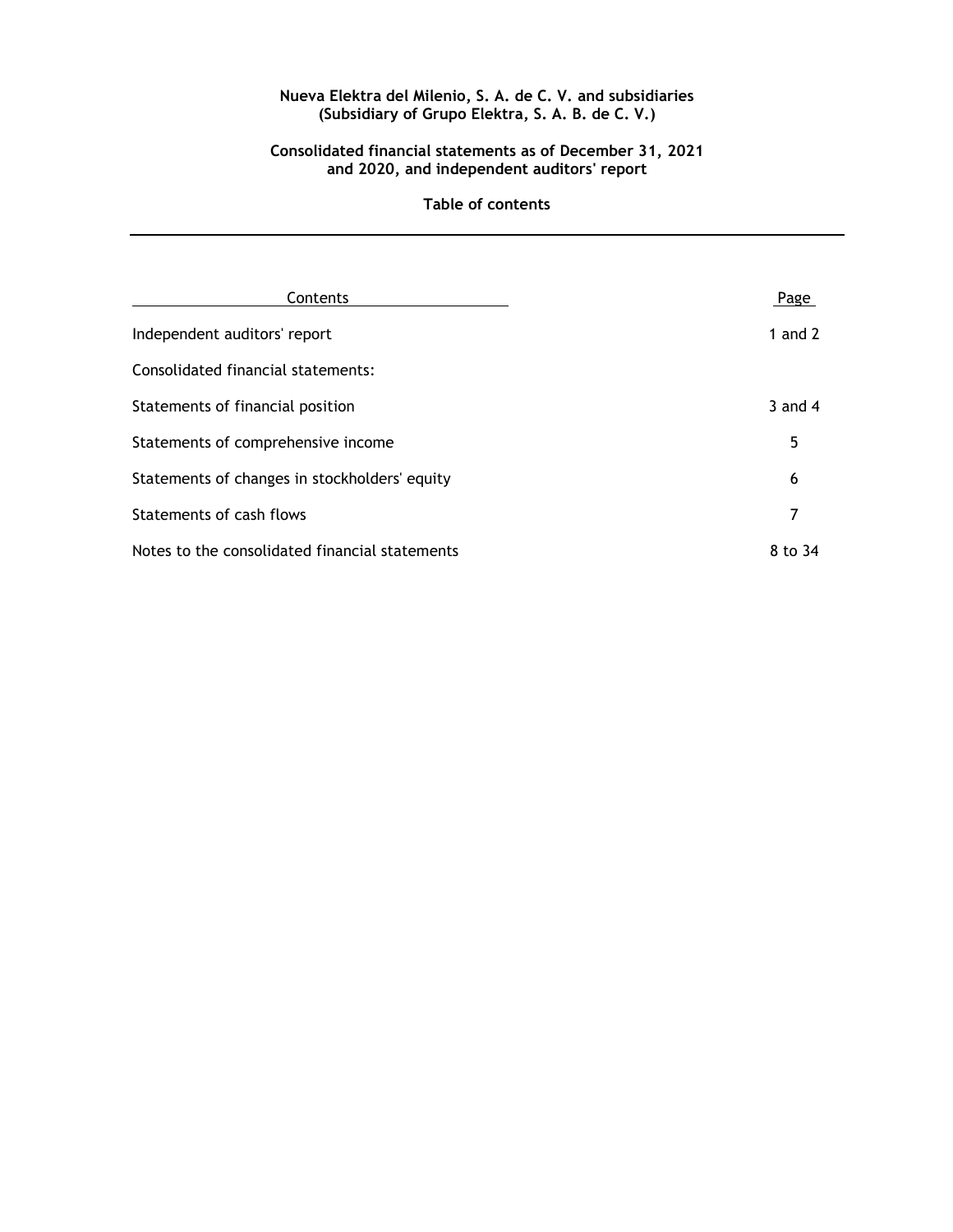**Nueva Elektra del Milenio, S. A. de C. V. and subsidiaries**
**(Subsidiary of Grupo Elektra, S. A. B. de C. V.)**

**Consolidated financial statements as of December 31, 2021 and 2020, and independent auditors' report**

**Table of contents**

| Contents | Page |
|---|---|
| Independent auditors' report | 1 and 2 |
| Consolidated financial statements: | |
| Statements of financial position | 3 and 4 |
| Statements of comprehensive income | 5 |
| Statements of changes in stockholders' equity | 6 |
| Statements of cash flows | 7 |
| Notes to the consolidated financial statements | 8 to 34 |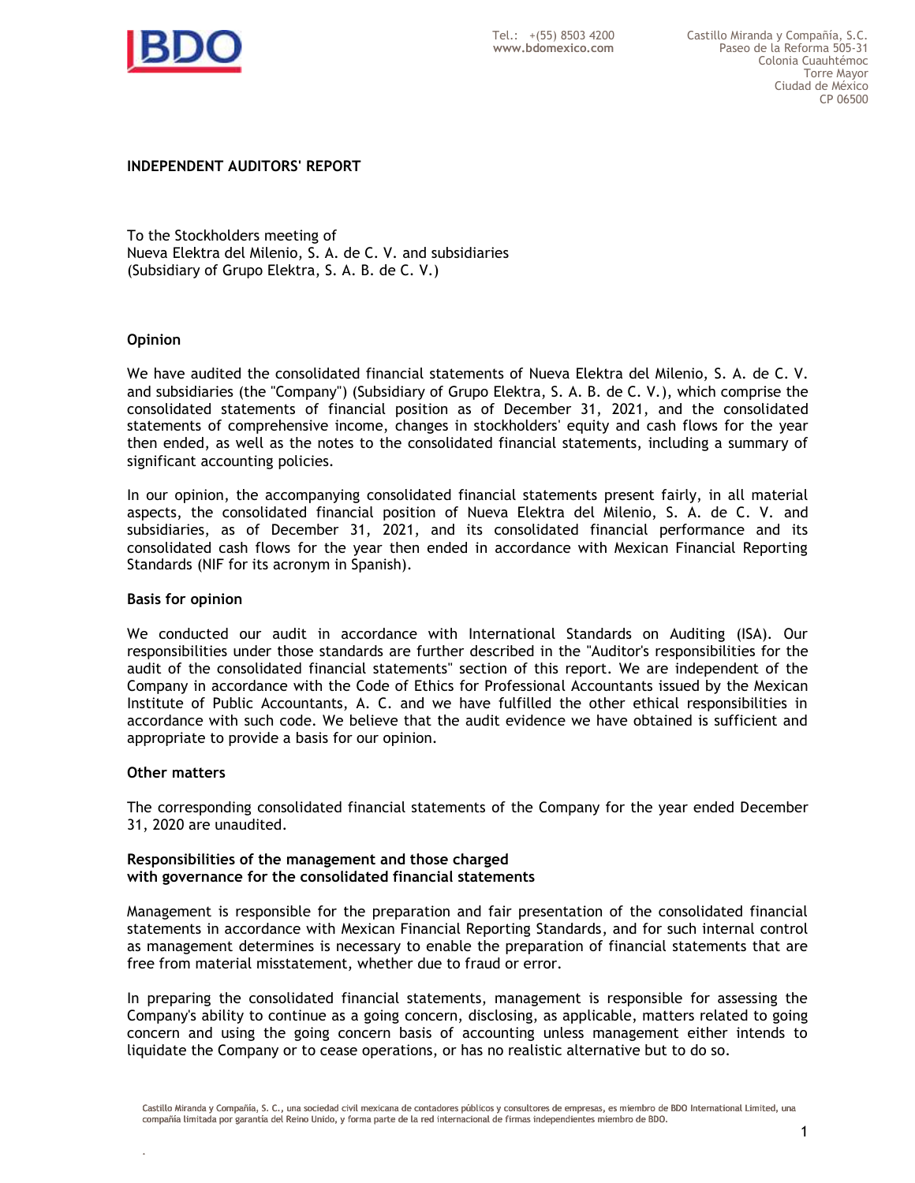**INDEPENDENT AUDITORS' REPORT**

To the Stockholders meeting of
Nueva Elektra del Milenio, S. A. de C. V. and subsidiaries
(Subsidiary of Grupo Elektra, S. A. B. de C. V.)

**Opinion**

We have audited the consolidated financial statements of Nueva Elektra del Milenio, S. A. de C. V. and subsidiaries (the "Company") (Subsidiary of Grupo Elektra, S. A. B. de C. V.), which comprise the consolidated statements of financial position as of December 31, 2021, and the consolidated statements of comprehensive income, changes in stockholders' equity and cash flows for the year then ended, as well as the notes to the consolidated financial statements, including a summary of significant accounting policies.

In our opinion, the accompanying consolidated financial statements present fairly, in all material aspects, the consolidated financial position of Nueva Elektra del Milenio, S. A. de C. V. and subsidiaries, as of December 31, 2021, and its consolidated financial performance and its consolidated cash flows for the year then ended in accordance with Mexican Financial Reporting Standards (NIF for its acronym in Spanish).

**Basis for opinion**

We conducted our audit in accordance with International Standards on Auditing (ISA). Our responsibilities under those standards are further described in the "Auditor's responsibilities for the audit of the consolidated financial statements" section of this report. We are independent of the Company in accordance with the Code of Ethics for Professional Accountants issued by the Mexican Institute of Public Accountants, A. C. and we have fulfilled the other ethical responsibilities in accordance with such code. We believe that the audit evidence we have obtained is sufficient and appropriate to provide a basis for our opinion.

**Other matters**

The corresponding consolidated financial statements of the Company for the year ended December 31, 2020 are unaudited.

**Responsibilities of the management and those charged with governance for the consolidated financial statements**

Management is responsible for the preparation and fair presentation of the consolidated financial statements in accordance with Mexican Financial Reporting Standards, and for such internal control as management determines is necessary to enable the preparation of financial statements that are free from material misstatement, whether due to fraud or error.

In preparing the consolidated financial statements, management is responsible for assessing the Company's ability to continue as a going concern, disclosing, as applicable, matters related to going concern and using the going concern basis of accounting unless management either intends to liquidate the Company or to cease operations, or has no realistic alternative but to do so.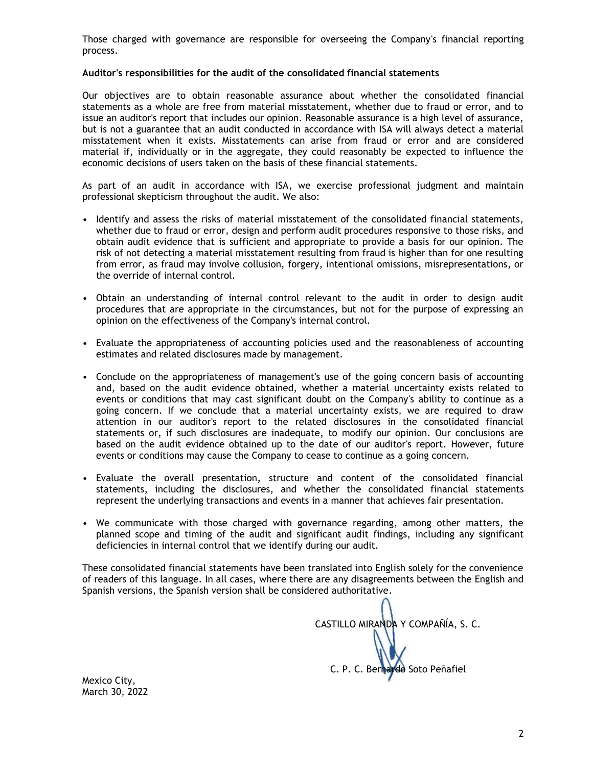Those charged with governance are responsible for overseeing the Company's financial reporting process.

**Auditor's responsibilities for the audit of the consolidated financial statements**

Our objectives are to obtain reasonable assurance about whether the consolidated financial statements as a whole are free from material misstatement, whether due to fraud or error, and to issue an auditor's report that includes our opinion. Reasonable assurance is a high level of assurance, but is not a guarantee that an audit conducted in accordance with ISA will always detect a material misstatement when it exists. Misstatements can arise from fraud or error and are considered material if, individually or in the aggregate, they could reasonably be expected to influence the economic decisions of users taken on the basis of these financial statements.

As part of an audit in accordance with ISA, we exercise professional judgment and maintain professional skepticism throughout the audit. We also:

- Identify and assess the risks of material misstatement of the consolidated financial statements, whether due to fraud or error, design and perform audit procedures responsive to those risks, and obtain audit evidence that is sufficient and appropriate to provide a basis for our opinion. The risk of not detecting a material misstatement resulting from fraud is higher than for one resulting from error, as fraud may involve collusion, forgery, intentional omissions, misrepresentations, or the override of internal control.

- Obtain an understanding of internal control relevant to the audit in order to design audit procedures that are appropriate in the circumstances, but not for the purpose of expressing an opinion on the effectiveness of the Company's internal control.

- Evaluate the appropriateness of accounting policies used and the reasonableness of accounting estimates and related disclosures made by management.

- Conclude on the appropriateness of management's use of the going concern basis of accounting and, based on the audit evidence obtained, whether a material uncertainty exists related to events or conditions that may cast significant doubt on the Company's ability to continue as a going concern. If we conclude that a material uncertainty exists, we are required to draw attention in our auditor's report to the related disclosures in the consolidated financial statements or, if such disclosures are inadequate, to modify our opinion. Our conclusions are based on the audit evidence obtained up to the date of our auditor's report. However, future events or conditions may cause the Company to cease to continue as a going concern.

- Evaluate the overall presentation, structure and content of the consolidated financial statements, including the disclosures, and whether the consolidated financial statements represent the underlying transactions and events in a manner that achieves fair presentation.

- We communicate with those charged with governance regarding, among other matters, the planned scope and timing of the audit and significant audit findings, including any significant deficiencies in internal control that we identify during our audit.

These consolidated financial statements have been translated into English solely for the convenience of readers of this language. In all cases, where there are any disagreements between the English and Spanish versions, the Spanish version shall be considered authoritative.

CASTILLO MIRANDA Y COMPAÑÍA, S. C.

C. P. C. Bernardo Soto Peñafiel

Mexico City,
March 30, 2022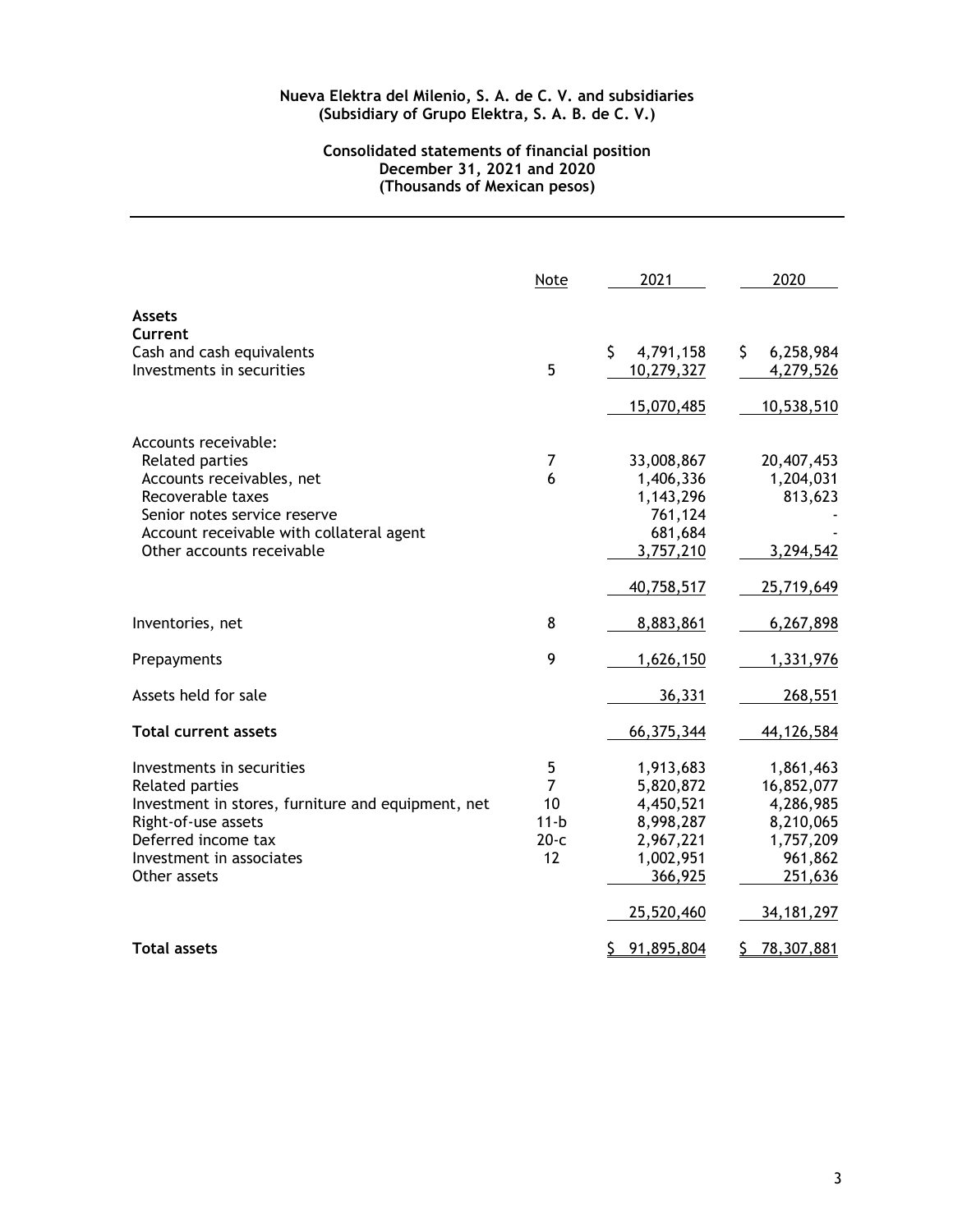**Nueva Elektra del Milenio, S. A. de C. V. and subsidiaries**
**(Subsidiary of Grupo Elektra, S. A. B. de C. V.)**

**Consolidated statements of financial position**
**December 31, 2021 and 2020**
**(Thousands of Mexican pesos)**

| | Note | 2021 | 2020 |
|---|---|---|---|
| **Assets** | | | |
| **Current** | | | |
| Cash and cash equivalents | | $ 4,791,158 | $ 6,258,984 |
| Investments in securities | 5 | 10,279,327 | 4,279,526 |
| | | 15,070,485 | 10,538,510 |
| Accounts receivable: | | | |
| Related parties | 7 | 33,008,867 | 20,407,453 |
| Accounts receivables, net | 6 | 1,406,336 | 1,204,031 |
| Recoverable taxes | | 1,143,296 | 813,623 |
| Senior notes service reserve | | 761,124 | - |
| Account receivable with collateral agent | | 681,684 | - |
| Other accounts receivable | | 3,757,210 | 3,294,542 |
| | | 40,758,517 | 25,719,649 |
| Inventories, net | 8 | 8,883,861 | 6,267,898 |
| Prepayments | 9 | 1,626,150 | 1,331,976 |
| Assets held for sale | | 36,331 | 268,551 |
| **Total current assets** | | 66,375,344 | 44,126,584 |
| Investments in securities | 5 | 1,913,683 | 1,861,463 |
| Related parties | 7 | 5,820,872 | 16,852,077 |
| Investment in stores, furniture and equipment, net | 10 | 4,450,521 | 4,286,985 |
| Right-of-use assets | 11-b | 8,998,287 | 8,210,065 |
| Deferred income tax | 20-c | 2,967,221 | 1,757,209 |
| Investment in associates | 12 | 1,002,951 | 961,862 |
| Other assets | | 366,925 | 251,636 |
| | | 25,520,460 | 34,181,297 |
| **Total assets** | | $ 91,895,804 | $ 78,307,881 |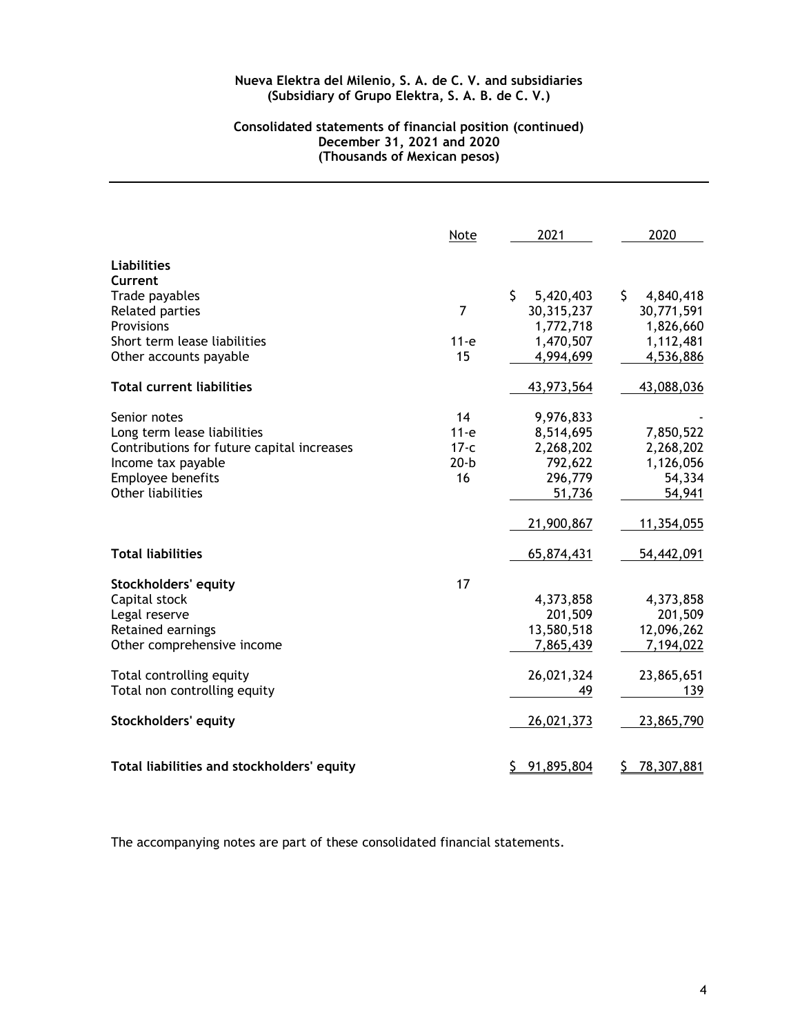**Nueva Elektra del Milenio, S. A. de C. V. and subsidiaries**
**(Subsidiary of Grupo Elektra, S. A. B. de C. V.)**

**Consolidated statements of financial position (continued)**
**December 31, 2021 and 2020**
**(Thousands of Mexican pesos)**

| | Note | 2021 | 2020 |
|---|---|---|---|
| **Liabilities** | | | |
| **Current** | | | |
| Trade payables | | $ 5,420,403 | $ 4,840,418 |
| Related parties | 7 | 30,315,237 | 30,771,591 |
| Provisions | | 1,772,718 | 1,826,660 |
| Short term lease liabilities | 11-e | 1,470,507 | 1,112,481 |
| Other accounts payable | 15 | 4,994,699 | 4,536,886 |
| **Total current liabilities** | | 43,973,564 | 43,088,036 |
| Senior notes | 14 | 9,976,833 | - |
| Long term lease liabilities | 11-e | 8,514,695 | 7,850,522 |
| Contributions for future capital increases | 17-c | 2,268,202 | 2,268,202 |
| Income tax payable | 20-b | 792,622 | 1,126,056 |
| Employee benefits | 16 | 296,779 | 54,334 |
| Other liabilities | | 51,736 | 54,941 |
| | | 21,900,867 | 11,354,055 |
| **Total liabilities** | | 65,874,431 | 54,442,091 |
| **Stockholders' equity** | 17 | | |
| Capital stock | | 4,373,858 | 4,373,858 |
| Legal reserve | | 201,509 | 201,509 |
| Retained earnings | | 13,580,518 | 12,096,262 |
| Other comprehensive income | | 7,865,439 | 7,194,022 |
| Total controlling equity | | 26,021,324 | 23,865,651 |
| Total non controlling equity | | 49 | 139 |
| **Stockholders' equity** | | 26,021,373 | 23,865,790 |
| **Total liabilities and stockholders' equity** | | $ 91,895,804 | $ 78,307,881 |

The accompanying notes are part of these consolidated financial statements.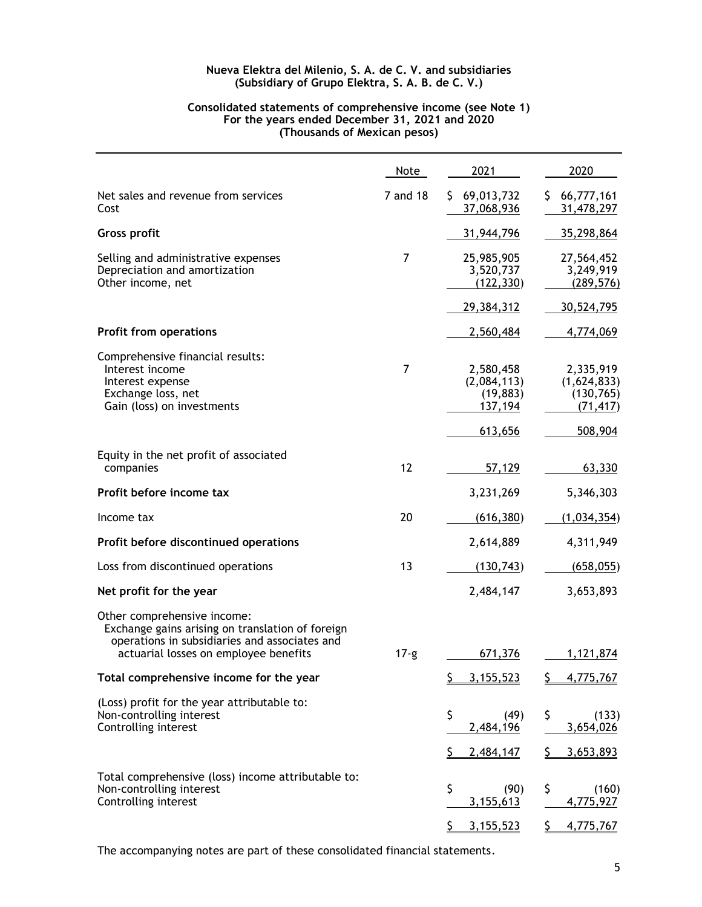**Nueva Elektra del Milenio, S. A. de C. V. and subsidiaries**
**(Subsidiary of Grupo Elektra, S. A. B. de C. V.)**

**Consolidated statements of comprehensive income (see Note 1)**
**For the years ended December 31, 2021 and 2020**
**(Thousands of Mexican pesos)**

| | Note | 2021 | 2020 |
|---|---|---|---|
| Net sales and revenue from services | 7 and 18 | $ 69,013,732 | $ 66,777,161 |
| Cost | | 37,068,936 | 31,478,297 |
| **Gross profit** | | 31,944,796 | 35,298,864 |
| Selling and administrative expenses | 7 | 25,985,905 | 27,564,452 |
| Depreciation and amortization | | 3,520,737 | 3,249,919 |
| Other income, net | | (122,330) | (289,576) |
| | | 29,384,312 | 30,524,795 |
| **Profit from operations** | | 2,560,484 | 4,774,069 |
| Comprehensive financial results: | | | |
| Interest income | 7 | 2,580,458 | 2,335,919 |
| Interest expense | | (2,084,113) | (1,624,833) |
| Exchange loss, net | | (19,883) | (130,765) |
| Gain (loss) on investments | | 137,194 | (71,417) |
| | | 613,656 | 508,904 |
| Equity in the net profit of associated companies | 12 | 57,129 | 63,330 |
| **Profit before income tax** | | 3,231,269 | 5,346,303 |
| Income tax | 20 | (616,380) | (1,034,354) |
| **Profit before discontinued operations** | | 2,614,889 | 4,311,949 |
| Loss from discontinued operations | 13 | (130,743) | (658,055) |
| **Net profit for the year** | | 2,484,147 | 3,653,893 |
| Other comprehensive income: | | | |
| Exchange gains arising on translation of foreign operations in subsidiaries and associates and actuarial losses on employee benefits | 17-g | 671,376 | 1,121,874 |
| **Total comprehensive income for the year** | | $ 3,155,523 | $ 4,775,767 |
| (Loss) profit for the year attributable to: | | | |
| Non-controlling interest | | $ (49) | $ (133) |
| Controlling interest | | 2,484,196 | 3,654,026 |
| | | $ 2,484,147 | $ 3,653,893 |
| Total comprehensive (loss) income attributable to: | | | |
| Non-controlling interest | | $ (90) | $ (160) |
| Controlling interest | | 3,155,613 | 4,775,927 |
| | | $ 3,155,523 | $ 4,775,767 |

The accompanying notes are part of these consolidated financial statements.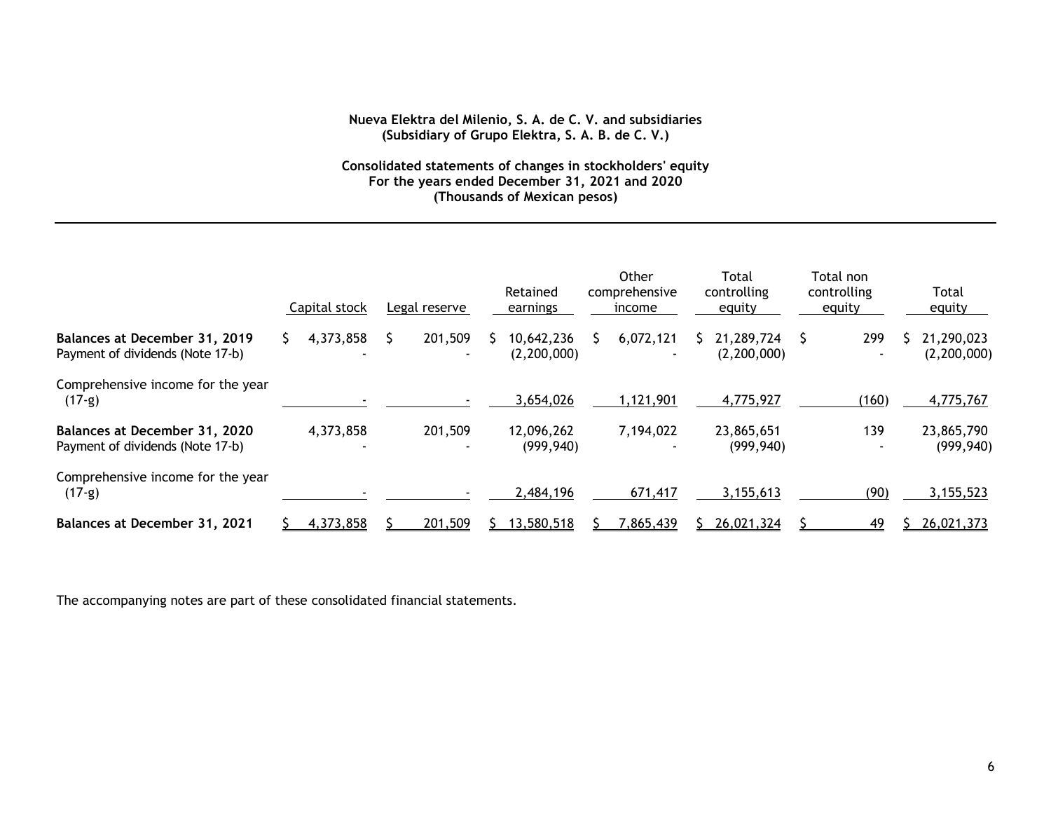**Nueva Elektra del Milenio, S. A. de C. V. and subsidiaries**
**(Subsidiary of Grupo Elektra, S. A. B. de C. V.)**

**Consolidated statements of changes in stockholders' equity**
**For the years ended December 31, 2021 and 2020**
**(Thousands of Mexican pesos)**

| | Capital stock | Legal reserve | Retained earnings | Other comprehensive income | Total controlling equity | Total non controlling equity | Total equity |
|---|---|---|---|---|---|---|---|
| **Balances at December 31, 2019** | $ 4,373,858 | $ 201,509 | $ 10,642,236 | $ 6,072,121 | $ 21,289,724 | $ 299 | $ 21,290,023 |
| Payment of dividends (Note 17-b) | - | - | (2,200,000) | - | (2,200,000) | - | (2,200,000) |
| Comprehensive income for the year (17-g) | - | - | 3,654,026 | 1,121,901 | 4,775,927 | (160) | 4,775,767 |
| **Balances at December 31, 2020** | 4,373,858 | 201,509 | 12,096,262 | 7,194,022 | 23,865,651 | 139 | 23,865,790 |
| Payment of dividends (Note 17-b) | - | - | (999,940) | - | (999,940) | - | (999,940) |
| Comprehensive income for the year (17-g) | - | - | 2,484,196 | 671,417 | 3,155,613 | (90) | 3,155,523 |
| **Balances at December 31, 2021** | $ 4,373,858 | $ 201,509 | $ 13,580,518 | $ 7,865,439 | $ 26,021,324 | $ 49 | $ 26,021,373 |

The accompanying notes are part of these consolidated financial statements.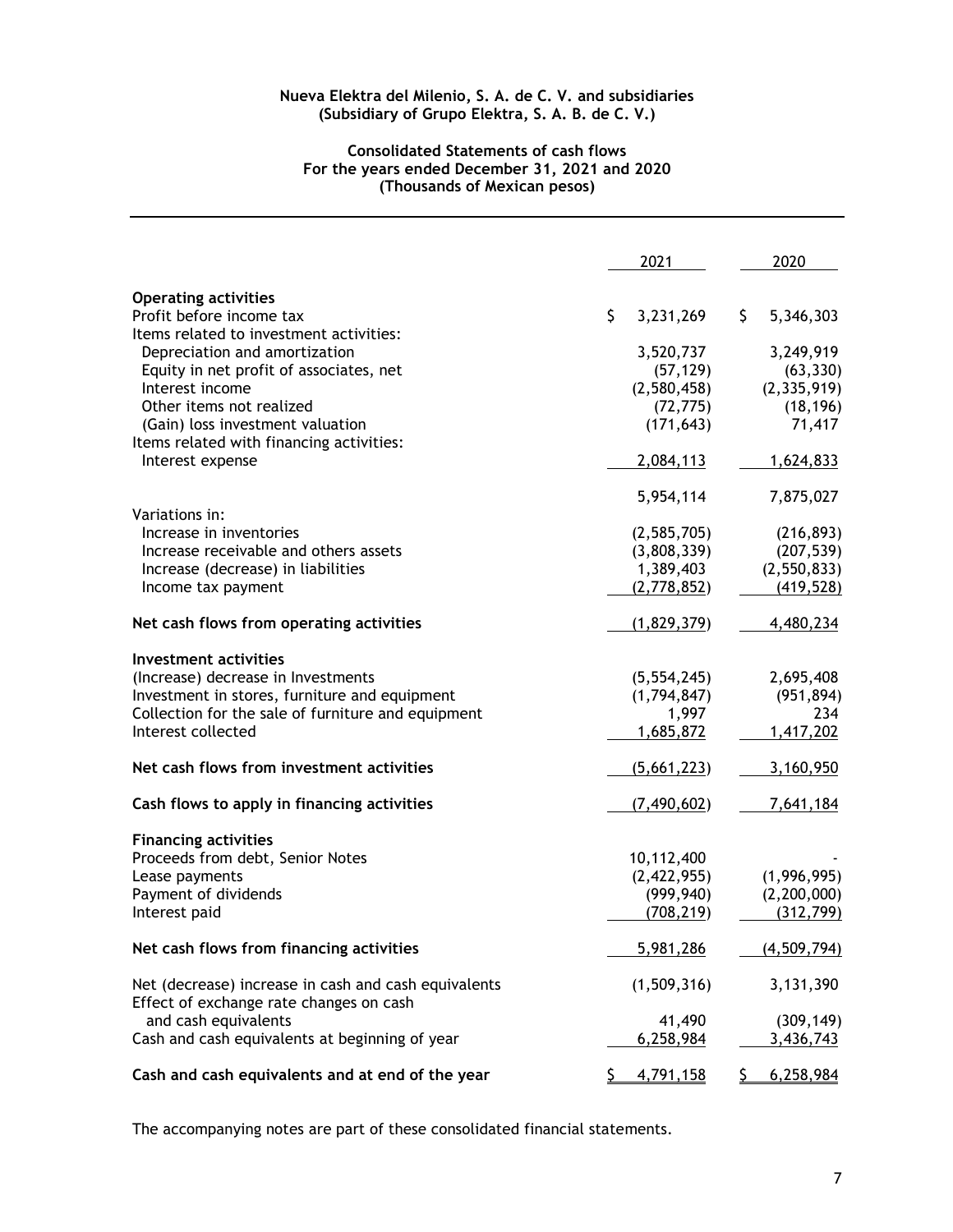**Nueva Elektra del Milenio, S. A. de C. V. and subsidiaries**
**(Subsidiary of Grupo Elektra, S. A. B. de C. V.)**

**Consolidated Statements of cash flows**
**For the years ended December 31, 2021 and 2020**
**(Thousands of Mexican pesos)**

| | 2021 | 2020 |
|---|---|---|
| **Operating activities** | | |
| Profit before income tax | $ 3,231,269 | $ 5,346,303 |
| Items related to investment activities: | | |
| Depreciation and amortization | 3,520,737 | 3,249,919 |
| Equity in net profit of associates, net | (57,129) | (63,330) |
| Interest income | (2,580,458) | (2,335,919) |
| Other items not realized | (72,775) | (18,196) |
| (Gain) loss investment valuation | (171,643) | 71,417 |
| Items related with financing activities: | | |
| Interest expense | 2,084,113 | 1,624,833 |
| | 5,954,114 | 7,875,027 |
| Variations in: | | |
| Increase in inventories | (2,585,705) | (216,893) |
| Increase receivable and others assets | (3,808,339) | (207,539) |
| Increase (decrease) in liabilities | 1,389,403 | (2,550,833) |
| Income tax payment | (2,778,852) | (419,528) |
| **Net cash flows from operating activities** | (1,829,379) | 4,480,234 |
| **Investment activities** | | |
| (Increase) decrease in Investments | (5,554,245) | 2,695,408 |
| Investment in stores, furniture and equipment | (1,794,847) | (951,894) |
| Collection for the sale of furniture and equipment | 1,997 | 234 |
| Interest collected | 1,685,872 | 1,417,202 |
| **Net cash flows from investment activities** | (5,661,223) | 3,160,950 |
| **Cash flows to apply in financing activities** | (7,490,602) | 7,641,184 |
| **Financing activities** | | |
| Proceeds from debt, Senior Notes | 10,112,400 | - |
| Lease payments | (2,422,955) | (1,996,995) |
| Payment of dividends | (999,940) | (2,200,000) |
| Interest paid | (708,219) | (312,799) |
| **Net cash flows from financing activities** | 5,981,286 | (4,509,794) |
| Net (decrease) increase in cash and cash equivalents | (1,509,316) | 3,131,390 |
| Effect of exchange rate changes on cash and cash equivalents | 41,490 | (309,149) |
| Cash and cash equivalents at beginning of year | 6,258,984 | 3,436,743 |
| **Cash and cash equivalents and at end of the year** | $ 4,791,158 | $ 6,258,984 |

The accompanying notes are part of these consolidated financial statements.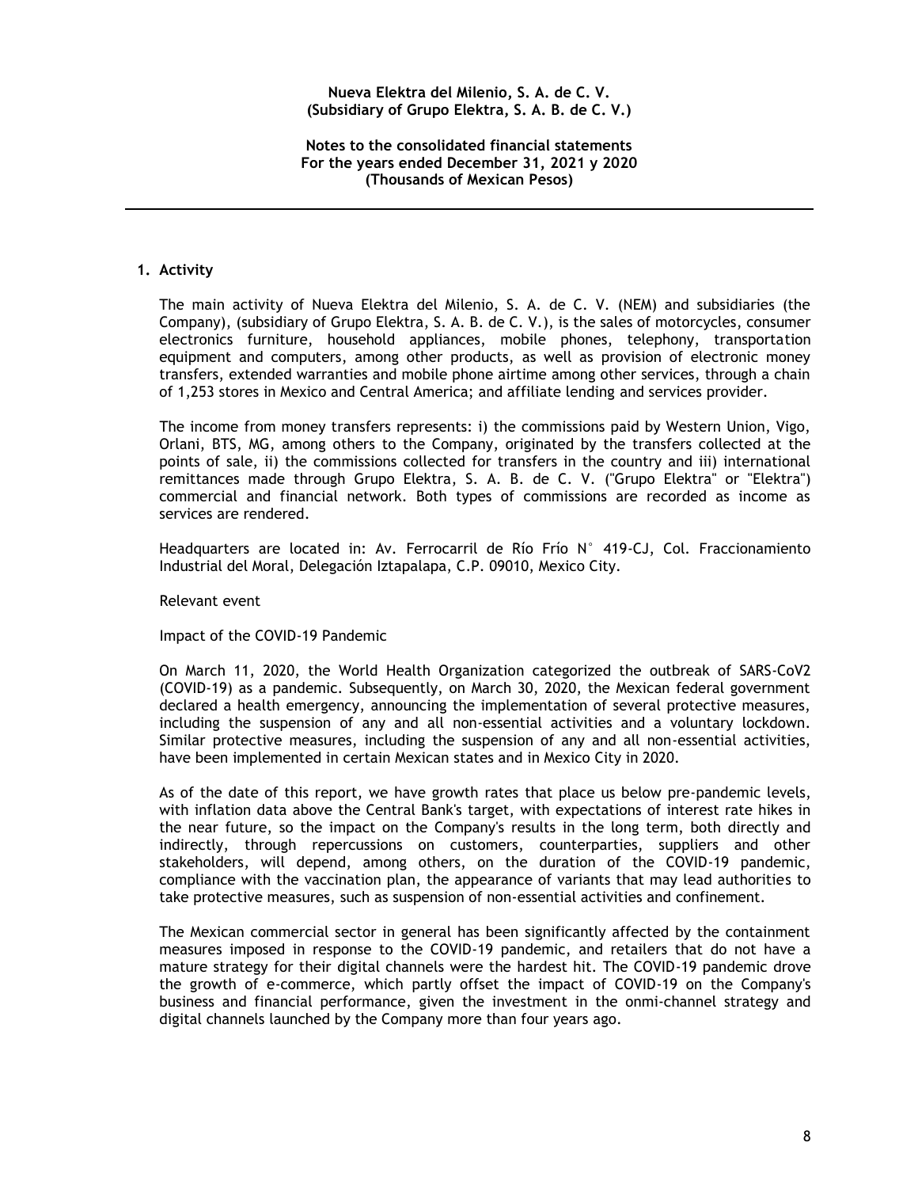**Nueva Elektra del Milenio, S. A. de C. V.**
**(Subsidiary of Grupo Elektra, S. A. B. de C. V.)**

**Notes to the consolidated financial statements**
**For the years ended December 31, 2021 y 2020**
**(Thousands of Mexican Pesos)**

## 1. Activity

The main activity of Nueva Elektra del Milenio, S. A. de C. V. (NEM) and subsidiaries (the Company), (subsidiary of Grupo Elektra, S. A. B. de C. V.), is the sales of motorcycles, consumer electronics furniture, household appliances, mobile phones, telephony, transportation equipment and computers, among other products, as well as provision of electronic money transfers, extended warranties and mobile phone airtime among other services, through a chain of 1,253 stores in Mexico and Central America; and affiliate lending and services provider.

The income from money transfers represents: i) the commissions paid by Western Union, Vigo, Orlani, BTS, MG, among others to the Company, originated by the transfers collected at the points of sale, ii) the commissions collected for transfers in the country and iii) international remittances made through Grupo Elektra, S. A. B. de C. V. ("Grupo Elektra" or "Elektra") commercial and financial network. Both types of commissions are recorded as income as services are rendered.

Headquarters are located in: Av. Ferrocarril de Río Frío N° 419-CJ, Col. Fraccionamiento Industrial del Moral, Delegación Iztapalapa, C.P. 09010, Mexico City.

Relevant event

Impact of the COVID-19 Pandemic

On March 11, 2020, the World Health Organization categorized the outbreak of SARS-CoV2 (COVID-19) as a pandemic. Subsequently, on March 30, 2020, the Mexican federal government declared a health emergency, announcing the implementation of several protective measures, including the suspension of any and all non-essential activities and a voluntary lockdown. Similar protective measures, including the suspension of any and all non-essential activities, have been implemented in certain Mexican states and in Mexico City in 2020.

As of the date of this report, we have growth rates that place us below pre-pandemic levels, with inflation data above the Central Bank's target, with expectations of interest rate hikes in the near future, so the impact on the Company's results in the long term, both directly and indirectly, through repercussions on customers, counterparties, suppliers and other stakeholders, will depend, among others, on the duration of the COVID-19 pandemic, compliance with the vaccination plan, the appearance of variants that may lead authorities to take protective measures, such as suspension of non-essential activities and confinement.

The Mexican commercial sector in general has been significantly affected by the containment measures imposed in response to the COVID-19 pandemic, and retailers that do not have a mature strategy for their digital channels were the hardest hit. The COVID-19 pandemic drove the growth of e-commerce, which partly offset the impact of COVID-19 on the Company's business and financial performance, given the investment in the onmi-channel strategy and digital channels launched by the Company more than four years ago.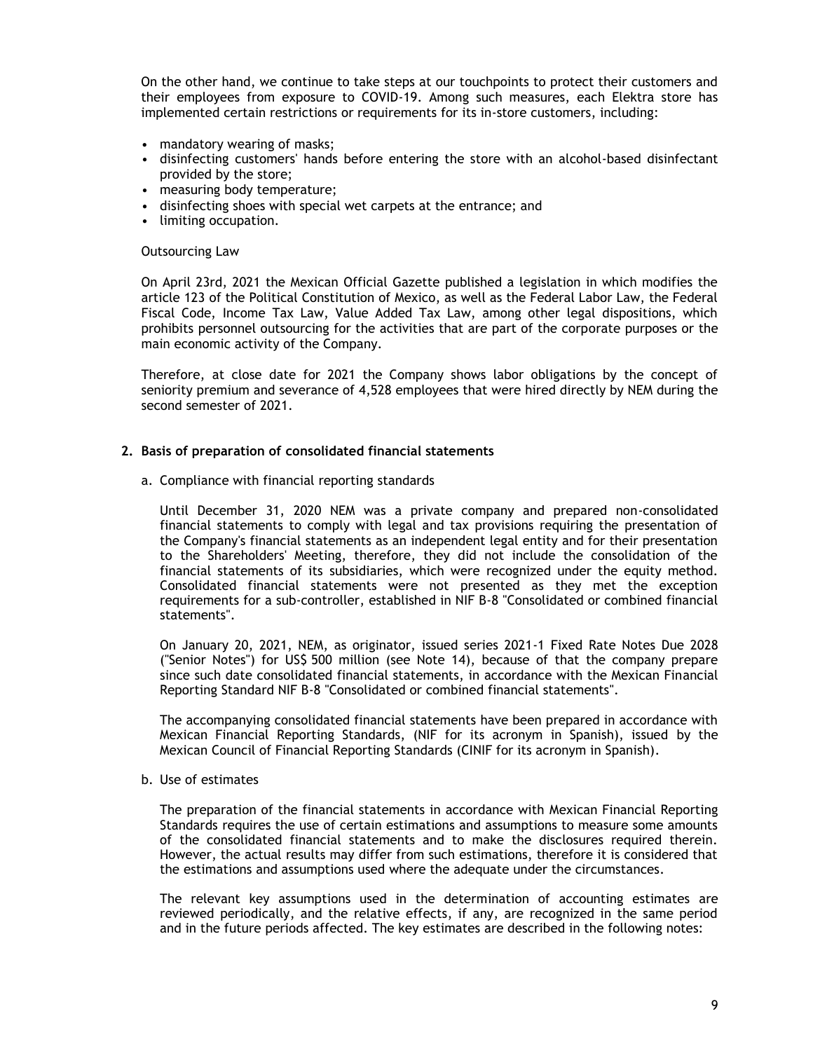On the other hand, we continue to take steps at our touchpoints to protect their customers and their employees from exposure to COVID-19. Among such measures, each Elektra store has implemented certain restrictions or requirements for its in-store customers, including:

- mandatory wearing of masks;
- disinfecting customers' hands before entering the store with an alcohol-based disinfectant provided by the store;
- measuring body temperature;
- disinfecting shoes with special wet carpets at the entrance; and
- limiting occupation.

Outsourcing Law

On April 23rd, 2021 the Mexican Official Gazette published a legislation in which modifies the article 123 of the Political Constitution of Mexico, as well as the Federal Labor Law, the Federal Fiscal Code, Income Tax Law, Value Added Tax Law, among other legal dispositions, which prohibits personnel outsourcing for the activities that are part of the corporate purposes or the main economic activity of the Company.

Therefore, at close date for 2021 the Company shows labor obligations by the concept of seniority premium and severance of 4,528 employees that were hired directly by NEM during the second semester of 2021.

## 2. Basis of preparation of consolidated financial statements

a. Compliance with financial reporting standards

Until December 31, 2020 NEM was a private company and prepared non-consolidated financial statements to comply with legal and tax provisions requiring the presentation of the Company's financial statements as an independent legal entity and for their presentation to the Shareholders' Meeting, therefore, they did not include the consolidation of the financial statements of its subsidiaries, which were recognized under the equity method. Consolidated financial statements were not presented as they met the exception requirements for a sub-controller, established in NIF B-8 "Consolidated or combined financial statements".

On January 20, 2021, NEM, as originator, issued series 2021-1 Fixed Rate Notes Due 2028 ("Senior Notes") for US$ 500 million (see Note 14), because of that the company prepare since such date consolidated financial statements, in accordance with the Mexican Financial Reporting Standard NIF B-8 "Consolidated or combined financial statements".

The accompanying consolidated financial statements have been prepared in accordance with Mexican Financial Reporting Standards, (NIF for its acronym in Spanish), issued by the Mexican Council of Financial Reporting Standards (CINIF for its acronym in Spanish).

b. Use of estimates

The preparation of the financial statements in accordance with Mexican Financial Reporting Standards requires the use of certain estimations and assumptions to measure some amounts of the consolidated financial statements and to make the disclosures required therein. However, the actual results may differ from such estimations, therefore it is considered that the estimations and assumptions used where the adequate under the circumstances.

The relevant key assumptions used in the determination of accounting estimates are reviewed periodically, and the relative effects, if any, are recognized in the same period and in the future periods affected. The key estimates are described in the following notes: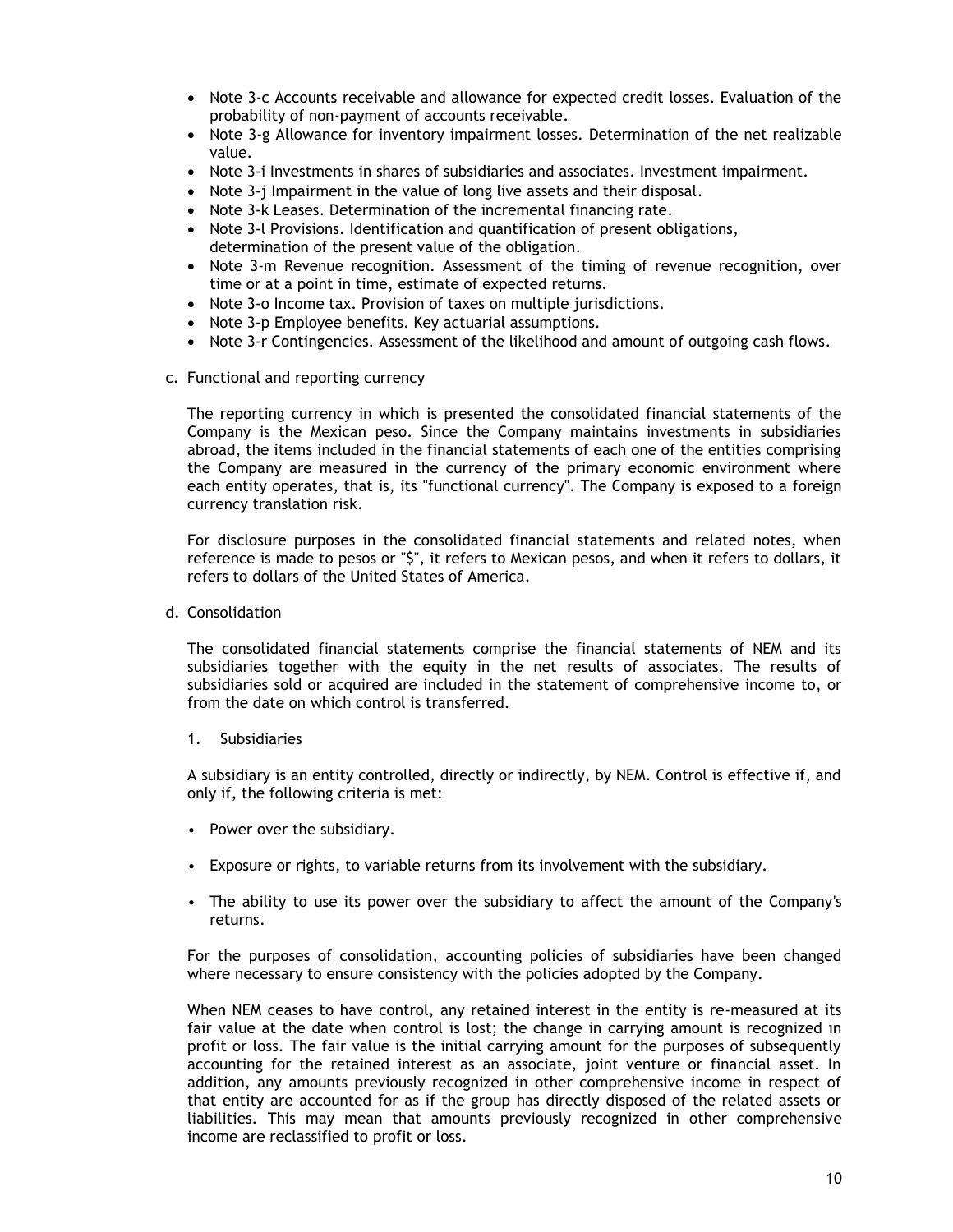- Note 3-c Accounts receivable and allowance for expected credit losses. Evaluation of the probability of non-payment of accounts receivable.
- Note 3-g Allowance for inventory impairment losses. Determination of the net realizable value.
- Note 3-i Investments in shares of subsidiaries and associates. Investment impairment.
- Note 3-j Impairment in the value of long live assets and their disposal.
- Note 3-k Leases. Determination of the incremental financing rate.
- Note 3-l Provisions. Identification and quantification of present obligations, determination of the present value of the obligation.
- Note 3-m Revenue recognition. Assessment of the timing of revenue recognition, over time or at a point in time, estimate of expected returns.
- Note 3-o Income tax. Provision of taxes on multiple jurisdictions.
- Note 3-p Employee benefits. Key actuarial assumptions.
- Note 3-r Contingencies. Assessment of the likelihood and amount of outgoing cash flows.

c. Functional and reporting currency

The reporting currency in which is presented the consolidated financial statements of the Company is the Mexican peso. Since the Company maintains investments in subsidiaries abroad, the items included in the financial statements of each one of the entities comprising the Company are measured in the currency of the primary economic environment where each entity operates, that is, its "functional currency". The Company is exposed to a foreign currency translation risk.

For disclosure purposes in the consolidated financial statements and related notes, when reference is made to pesos or "$", it refers to Mexican pesos, and when it refers to dollars, it refers to dollars of the United States of America.

d. Consolidation

The consolidated financial statements comprise the financial statements of NEM and its subsidiaries together with the equity in the net results of associates. The results of subsidiaries sold or acquired are included in the statement of comprehensive income to, or from the date on which control is transferred.

1. Subsidiaries

A subsidiary is an entity controlled, directly or indirectly, by NEM. Control is effective if, and only if, the following criteria is met:

- Power over the subsidiary.
- Exposure or rights, to variable returns from its involvement with the subsidiary.
- The ability to use its power over the subsidiary to affect the amount of the Company's returns.

For the purposes of consolidation, accounting policies of subsidiaries have been changed where necessary to ensure consistency with the policies adopted by the Company.

When NEM ceases to have control, any retained interest in the entity is re-measured at its fair value at the date when control is lost; the change in carrying amount is recognized in profit or loss. The fair value is the initial carrying amount for the purposes of subsequently accounting for the retained interest as an associate, joint venture or financial asset. In addition, any amounts previously recognized in other comprehensive income in respect of that entity are accounted for as if the group has directly disposed of the related assets or liabilities. This may mean that amounts previously recognized in other comprehensive income are reclassified to profit or loss.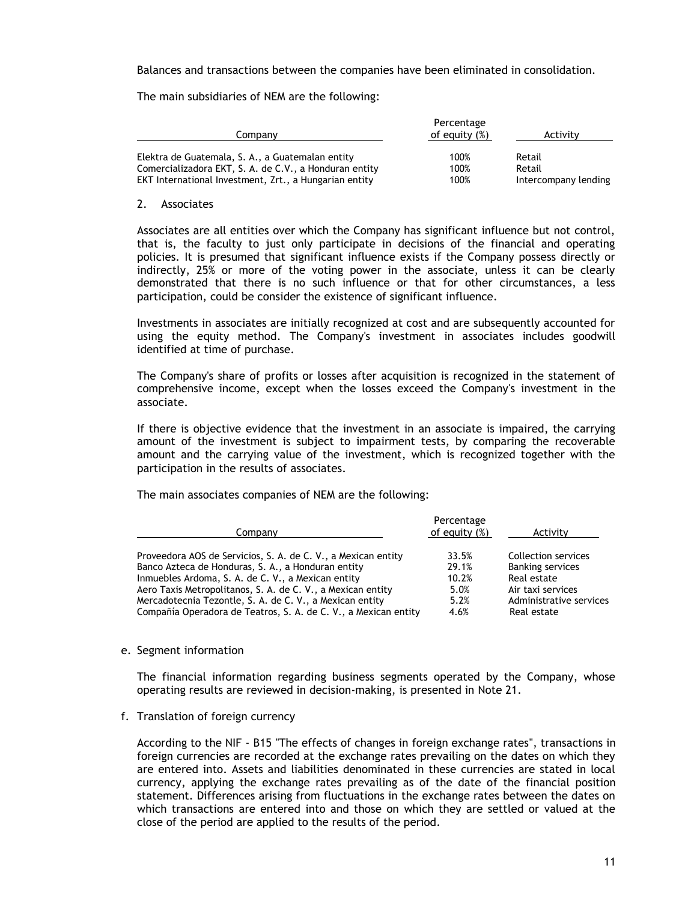Balances and transactions between the companies have been eliminated in consolidation.

The main subsidiaries of NEM are the following:

| Company | Percentage of equity (%) | Activity |
|---|---|---|
| Elektra de Guatemala, S. A., a Guatemalan entity | 100% | Retail |
| Comercializadora EKT, S. A. de C.V., a Honduran entity | 100% | Retail |
| EKT International Investment, Zrt., a Hungarian entity | 100% | Intercompany lending |

2. Associates

Associates are all entities over which the Company has significant influence but not control, that is, the faculty to just only participate in decisions of the financial and operating policies. It is presumed that significant influence exists if the Company possess directly or indirectly, 25% or more of the voting power in the associate, unless it can be clearly demonstrated that there is no such influence or that for other circumstances, a less participation, could be consider the existence of significant influence.

Investments in associates are initially recognized at cost and are subsequently accounted for using the equity method. The Company's investment in associates includes goodwill identified at time of purchase.

The Company's share of profits or losses after acquisition is recognized in the statement of comprehensive income, except when the losses exceed the Company's investment in the associate.

If there is objective evidence that the investment in an associate is impaired, the carrying amount of the investment is subject to impairment tests, by comparing the recoverable amount and the carrying value of the investment, which is recognized together with the participation in the results of associates.

The main associates companies of NEM are the following:

| Company | Percentage of equity (%) | Activity |
|---|---|---|
| Proveedora AOS de Servicios, S. A. de C. V., a Mexican entity | 33.5% | Collection services |
| Banco Azteca de Honduras, S. A., a Honduran entity | 29.1% | Banking services |
| Inmuebles Ardoma, S. A. de C. V., a Mexican entity | 10.2% | Real estate |
| Aero Taxis Metropolitanos, S. A. de C. V., a Mexican entity | 5.0% | Air taxi services |
| Mercadotecnia Tezontle, S. A. de C. V., a Mexican entity | 5.2% | Administrative services |
| Compañía Operadora de Teatros, S. A. de C. V., a Mexican entity | 4.6% | Real estate |

e. Segment information

The financial information regarding business segments operated by the Company, whose operating results are reviewed in decision-making, is presented in Note 21.

f. Translation of foreign currency

According to the NIF - B15 "The effects of changes in foreign exchange rates", transactions in foreign currencies are recorded at the exchange rates prevailing on the dates on which they are entered into. Assets and liabilities denominated in these currencies are stated in local currency, applying the exchange rates prevailing as of the date of the financial position statement. Differences arising from fluctuations in the exchange rates between the dates on which transactions are entered into and those on which they are settled or valued at the close of the period are applied to the results of the period.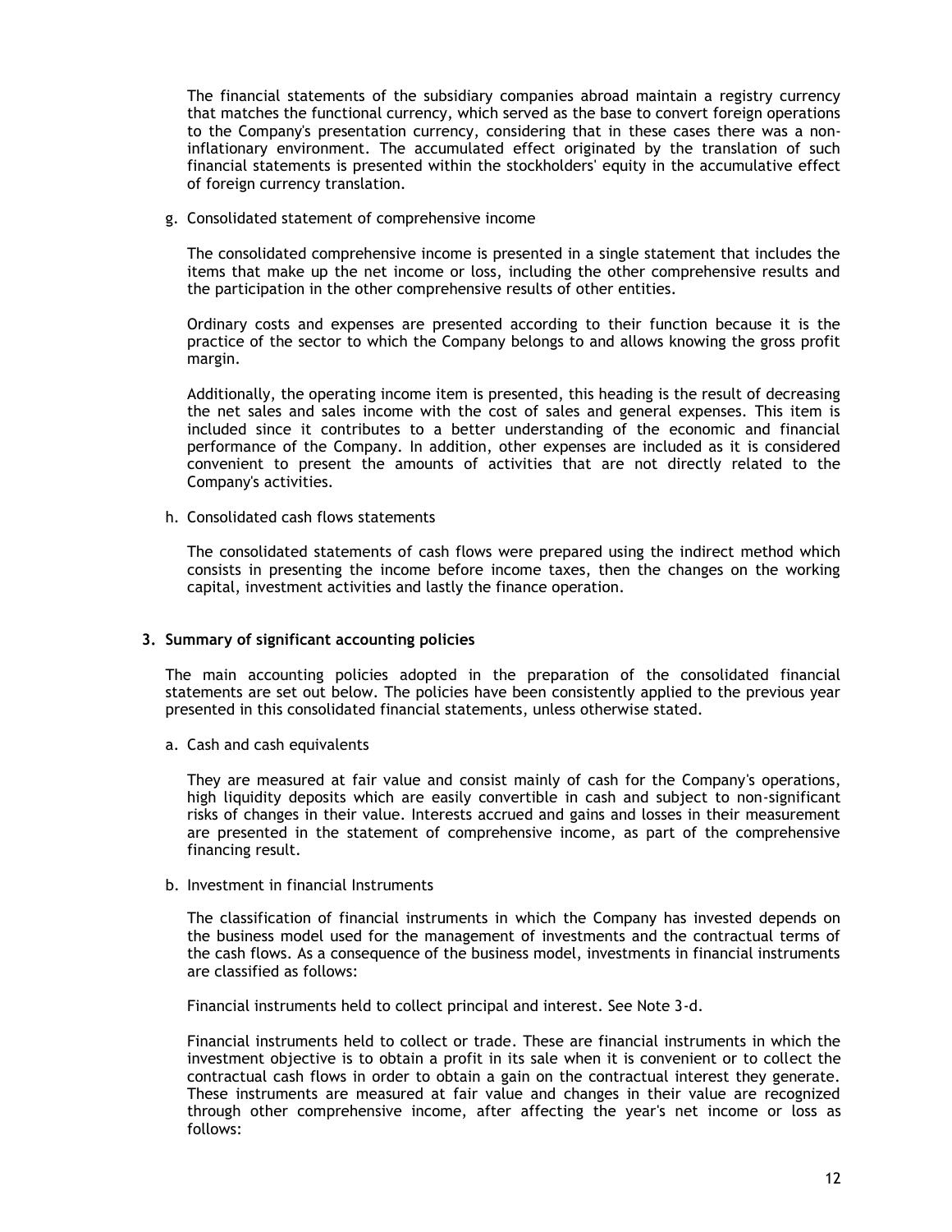The financial statements of the subsidiary companies abroad maintain a registry currency that matches the functional currency, which served as the base to convert foreign operations to the Company's presentation currency, considering that in these cases there was a non-inflationary environment. The accumulated effect originated by the translation of such financial statements is presented within the stockholders' equity in the accumulative effect of foreign currency translation.

g. Consolidated statement of comprehensive income

The consolidated comprehensive income is presented in a single statement that includes the items that make up the net income or loss, including the other comprehensive results and the participation in the other comprehensive results of other entities.

Ordinary costs and expenses are presented according to their function because it is the practice of the sector to which the Company belongs to and allows knowing the gross profit margin.

Additionally, the operating income item is presented, this heading is the result of decreasing the net sales and sales income with the cost of sales and general expenses. This item is included since it contributes to a better understanding of the economic and financial performance of the Company. In addition, other expenses are included as it is considered convenient to present the amounts of activities that are not directly related to the Company's activities.

h. Consolidated cash flows statements

The consolidated statements of cash flows were prepared using the indirect method which consists in presenting the income before income taxes, then the changes on the working capital, investment activities and lastly the finance operation.

## 3. Summary of significant accounting policies

The main accounting policies adopted in the preparation of the consolidated financial statements are set out below. The policies have been consistently applied to the previous year presented in this consolidated financial statements, unless otherwise stated.

a. Cash and cash equivalents

They are measured at fair value and consist mainly of cash for the Company's operations, high liquidity deposits which are easily convertible in cash and subject to non-significant risks of changes in their value. Interests accrued and gains and losses in their measurement are presented in the statement of comprehensive income, as part of the comprehensive financing result.

b. Investment in financial Instruments

The classification of financial instruments in which the Company has invested depends on the business model used for the management of investments and the contractual terms of the cash flows. As a consequence of the business model, investments in financial instruments are classified as follows:

Financial instruments held to collect principal and interest. See Note 3-d.

Financial instruments held to collect or trade. These are financial instruments in which the investment objective is to obtain a profit in its sale when it is convenient or to collect the contractual cash flows in order to obtain a gain on the contractual interest they generate. These instruments are measured at fair value and changes in their value are recognized through other comprehensive income, after affecting the year's net income or loss as follows: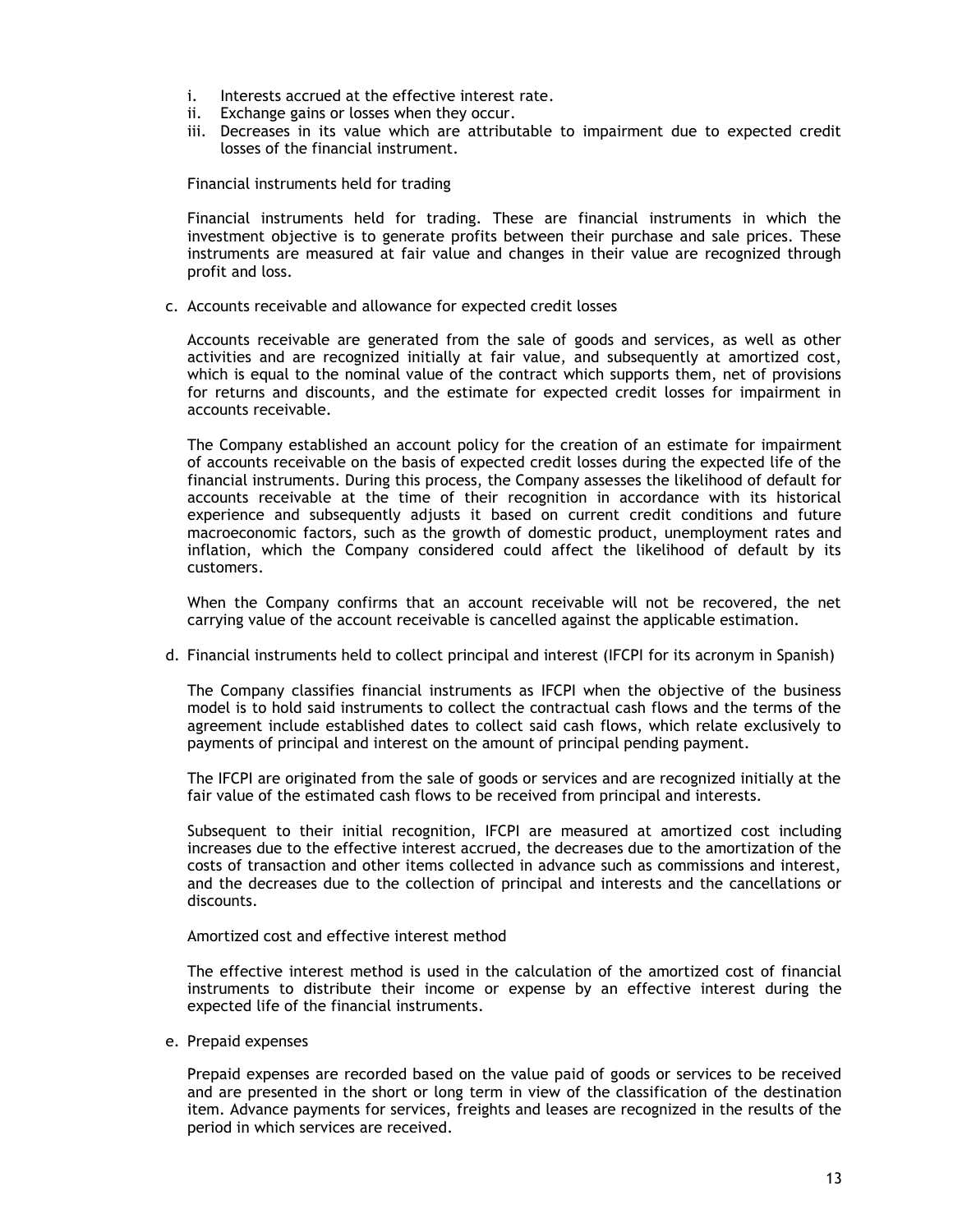i. Interests accrued at the effective interest rate.
ii. Exchange gains or losses when they occur.
iii. Decreases in its value which are attributable to impairment due to expected credit losses of the financial instrument.

Financial instruments held for trading

Financial instruments held for trading. These are financial instruments in which the investment objective is to generate profits between their purchase and sale prices. These instruments are measured at fair value and changes in their value are recognized through profit and loss.

c. Accounts receivable and allowance for expected credit losses

Accounts receivable are generated from the sale of goods and services, as well as other activities and are recognized initially at fair value, and subsequently at amortized cost, which is equal to the nominal value of the contract which supports them, net of provisions for returns and discounts, and the estimate for expected credit losses for impairment in accounts receivable.

The Company established an account policy for the creation of an estimate for impairment of accounts receivable on the basis of expected credit losses during the expected life of the financial instruments. During this process, the Company assesses the likelihood of default for accounts receivable at the time of their recognition in accordance with its historical experience and subsequently adjusts it based on current credit conditions and future macroeconomic factors, such as the growth of domestic product, unemployment rates and inflation, which the Company considered could affect the likelihood of default by its customers.

When the Company confirms that an account receivable will not be recovered, the net carrying value of the account receivable is cancelled against the applicable estimation.

d. Financial instruments held to collect principal and interest (IFCPI for its acronym in Spanish)

The Company classifies financial instruments as IFCPI when the objective of the business model is to hold said instruments to collect the contractual cash flows and the terms of the agreement include established dates to collect said cash flows, which relate exclusively to payments of principal and interest on the amount of principal pending payment.

The IFCPI are originated from the sale of goods or services and are recognized initially at the fair value of the estimated cash flows to be received from principal and interests.

Subsequent to their initial recognition, IFCPI are measured at amortized cost including increases due to the effective interest accrued, the decreases due to the amortization of the costs of transaction and other items collected in advance such as commissions and interest, and the decreases due to the collection of principal and interests and the cancellations or discounts.

Amortized cost and effective interest method

The effective interest method is used in the calculation of the amortized cost of financial instruments to distribute their income or expense by an effective interest during the expected life of the financial instruments.

e. Prepaid expenses

Prepaid expenses are recorded based on the value paid of goods or services to be received and are presented in the short or long term in view of the classification of the destination item. Advance payments for services, freights and leases are recognized in the results of the period in which services are received.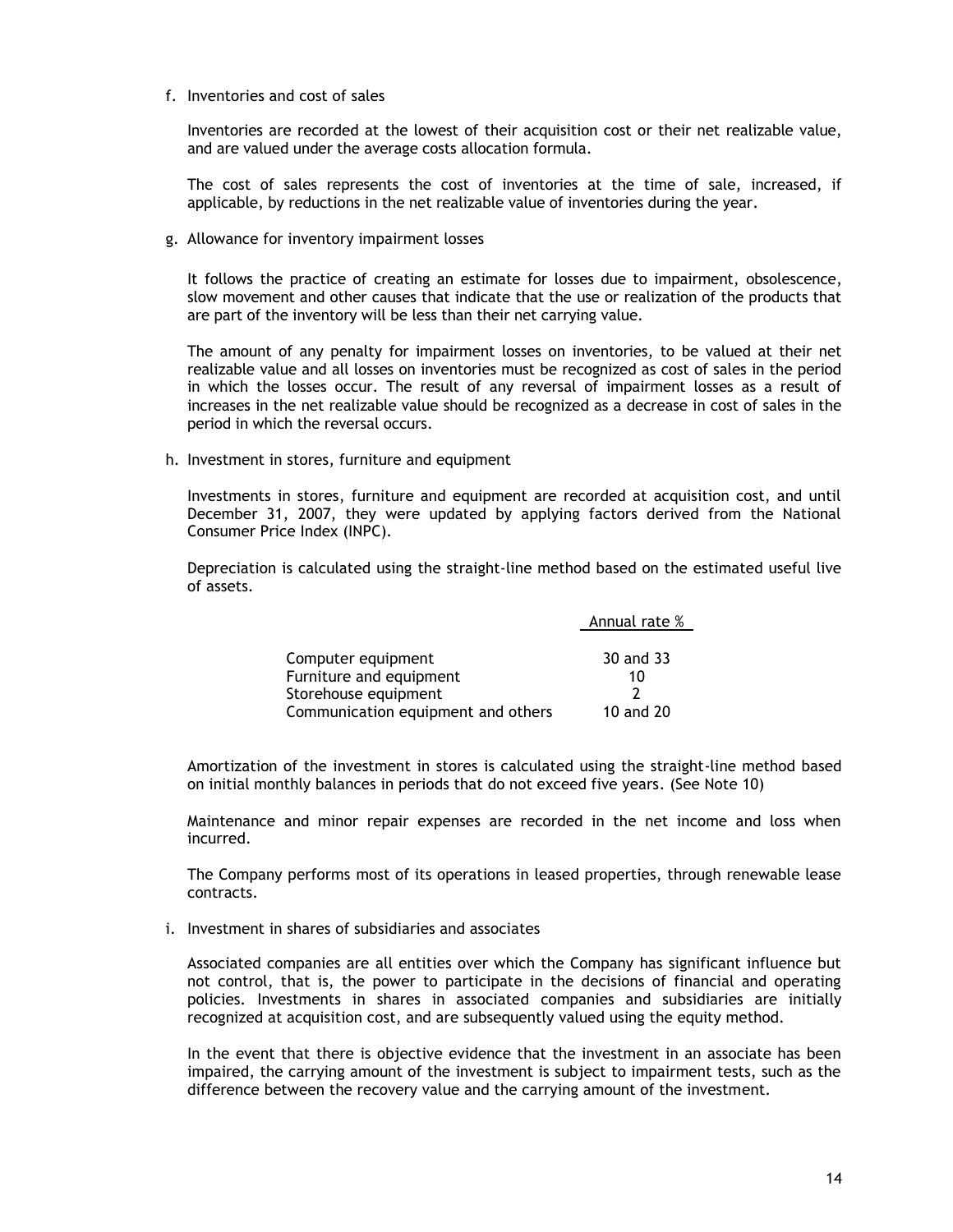f. Inventories and cost of sales

Inventories are recorded at the lowest of their acquisition cost or their net realizable value, and are valued under the average costs allocation formula.

The cost of sales represents the cost of inventories at the time of sale, increased, if applicable, by reductions in the net realizable value of inventories during the year.

g. Allowance for inventory impairment losses

It follows the practice of creating an estimate for losses due to impairment, obsolescence, slow movement and other causes that indicate that the use or realization of the products that are part of the inventory will be less than their net carrying value.

The amount of any penalty for impairment losses on inventories, to be valued at their net realizable value and all losses on inventories must be recognized as cost of sales in the period in which the losses occur. The result of any reversal of impairment losses as a result of increases in the net realizable value should be recognized as a decrease in cost of sales in the period in which the reversal occurs.

h. Investment in stores, furniture and equipment

Investments in stores, furniture and equipment are recorded at acquisition cost, and until December 31, 2007, they were updated by applying factors derived from the National Consumer Price Index (INPC).

Depreciation is calculated using the straight-line method based on the estimated useful live of assets.

| | Annual rate % |
|---|---|
| Computer equipment | 30 and 33 |
| Furniture and equipment | 10 |
| Storehouse equipment | 2 |
| Communication equipment and others | 10 and 20 |

Amortization of the investment in stores is calculated using the straight-line method based on initial monthly balances in periods that do not exceed five years. (See Note 10)

Maintenance and minor repair expenses are recorded in the net income and loss when incurred.

The Company performs most of its operations in leased properties, through renewable lease contracts.

i. Investment in shares of subsidiaries and associates

Associated companies are all entities over which the Company has significant influence but not control, that is, the power to participate in the decisions of financial and operating policies. Investments in shares in associated companies and subsidiaries are initially recognized at acquisition cost, and are subsequently valued using the equity method.

In the event that there is objective evidence that the investment in an associate has been impaired, the carrying amount of the investment is subject to impairment tests, such as the difference between the recovery value and the carrying amount of the investment.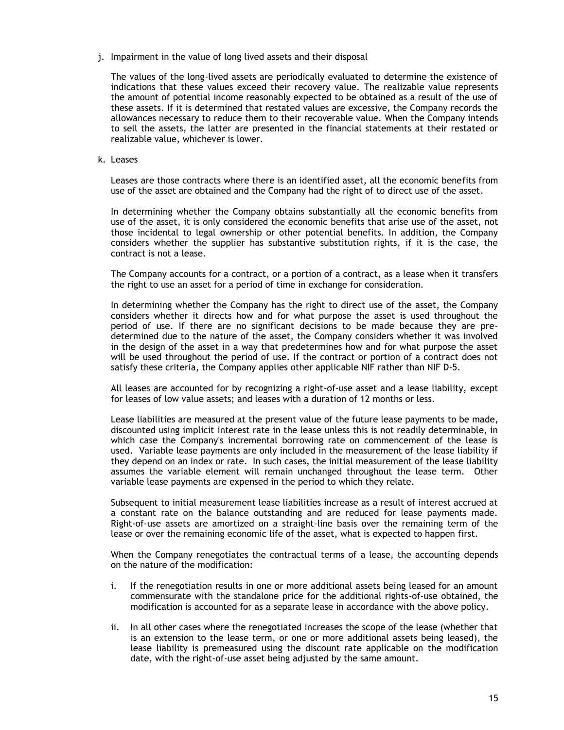j. Impairment in the value of long lived assets and their disposal

The values of the long-lived assets are periodically evaluated to determine the existence of indications that these values exceed their recovery value. The realizable value represents the amount of potential income reasonably expected to be obtained as a result of the use of these assets. If it is determined that restated values are excessive, the Company records the allowances necessary to reduce them to their recoverable value. When the Company intends to sell the assets, the latter are presented in the financial statements at their restated or realizable value, whichever is lower.

k. Leases

Leases are those contracts where there is an identified asset, all the economic benefits from use of the asset are obtained and the Company had the right of to direct use of the asset.

In determining whether the Company obtains substantially all the economic benefits from use of the asset, it is only considered the economic benefits that arise use of the asset, not those incidental to legal ownership or other potential benefits. In addition, the Company considers whether the supplier has substantive substitution rights, if it is the case, the contract is not a lease.

The Company accounts for a contract, or a portion of a contract, as a lease when it transfers the right to use an asset for a period of time in exchange for consideration.

In determining whether the Company has the right to direct use of the asset, the Company considers whether it directs how and for what purpose the asset is used throughout the period of use. If there are no significant decisions to be made because they are pre-determined due to the nature of the asset, the Company considers whether it was involved in the design of the asset in a way that predetermines how and for what purpose the asset will be used throughout the period of use. If the contract or portion of a contract does not satisfy these criteria, the Company applies other applicable NIF rather than NIF D-5.

All leases are accounted for by recognizing a right-of-use asset and a lease liability, except for leases of low value assets; and leases with a duration of 12 months or less.

Lease liabilities are measured at the present value of the future lease payments to be made, discounted using implicit interest rate in the lease unless this is not readily determinable, in which case the Company's incremental borrowing rate on commencement of the lease is used. Variable lease payments are only included in the measurement of the lease liability if they depend on an index or rate. In such cases, the initial measurement of the lease liability assumes the variable element will remain unchanged throughout the lease term. Other variable lease payments are expensed in the period to which they relate.

Subsequent to initial measurement lease liabilities increase as a result of interest accrued at a constant rate on the balance outstanding and are reduced for lease payments made. Right-of-use assets are amortized on a straight-line basis over the remaining term of the lease or over the remaining economic life of the asset, what is expected to happen first.

When the Company renegotiates the contractual terms of a lease, the accounting depends on the nature of the modification:

i. If the renegotiation results in one or more additional assets being leased for an amount commensurate with the standalone price for the additional rights-of-use obtained, the modification is accounted for as a separate lease in accordance with the above policy.

ii. In all other cases where the renegotiated increases the scope of the lease (whether that is an extension to the lease term, or one or more additional assets being leased), the lease liability is premeasured using the discount rate applicable on the modification date, with the right-of-use asset being adjusted by the same amount.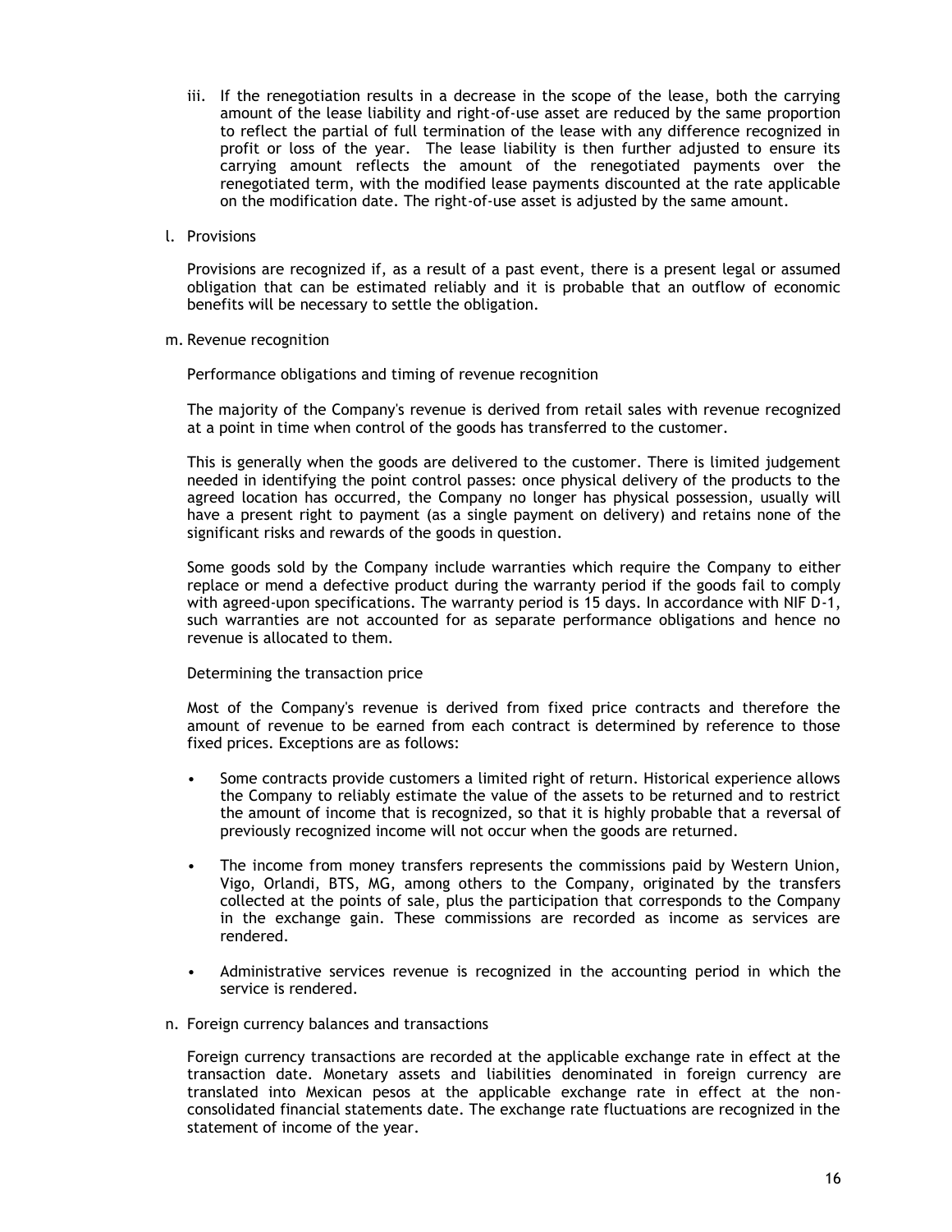iii. If the renegotiation results in a decrease in the scope of the lease, both the carrying amount of the lease liability and right-of-use asset are reduced by the same proportion to reflect the partial of full termination of the lease with any difference recognized in profit or loss of the year. The lease liability is then further adjusted to ensure its carrying amount reflects the amount of the renegotiated payments over the renegotiated term, with the modified lease payments discounted at the rate applicable on the modification date. The right-of-use asset is adjusted by the same amount.

l. Provisions

Provisions are recognized if, as a result of a past event, there is a present legal or assumed obligation that can be estimated reliably and it is probable that an outflow of economic benefits will be necessary to settle the obligation.

m. Revenue recognition

Performance obligations and timing of revenue recognition

The majority of the Company's revenue is derived from retail sales with revenue recognized at a point in time when control of the goods has transferred to the customer.

This is generally when the goods are delivered to the customer. There is limited judgement needed in identifying the point control passes: once physical delivery of the products to the agreed location has occurred, the Company no longer has physical possession, usually will have a present right to payment (as a single payment on delivery) and retains none of the significant risks and rewards of the goods in question.

Some goods sold by the Company include warranties which require the Company to either replace or mend a defective product during the warranty period if the goods fail to comply with agreed-upon specifications. The warranty period is 15 days. In accordance with NIF D-1, such warranties are not accounted for as separate performance obligations and hence no revenue is allocated to them.

Determining the transaction price

Most of the Company's revenue is derived from fixed price contracts and therefore the amount of revenue to be earned from each contract is determined by reference to those fixed prices. Exceptions are as follows:

- Some contracts provide customers a limited right of return. Historical experience allows the Company to reliably estimate the value of the assets to be returned and to restrict the amount of income that is recognized, so that it is highly probable that a reversal of previously recognized income will not occur when the goods are returned.
- The income from money transfers represents the commissions paid by Western Union, Vigo, Orlandi, BTS, MG, among others to the Company, originated by the transfers collected at the points of sale, plus the participation that corresponds to the Company in the exchange gain. These commissions are recorded as income as services are rendered.
- Administrative services revenue is recognized in the accounting period in which the service is rendered.

n. Foreign currency balances and transactions

Foreign currency transactions are recorded at the applicable exchange rate in effect at the transaction date. Monetary assets and liabilities denominated in foreign currency are translated into Mexican pesos at the applicable exchange rate in effect at the non-consolidated financial statements date. The exchange rate fluctuations are recognized in the statement of income of the year.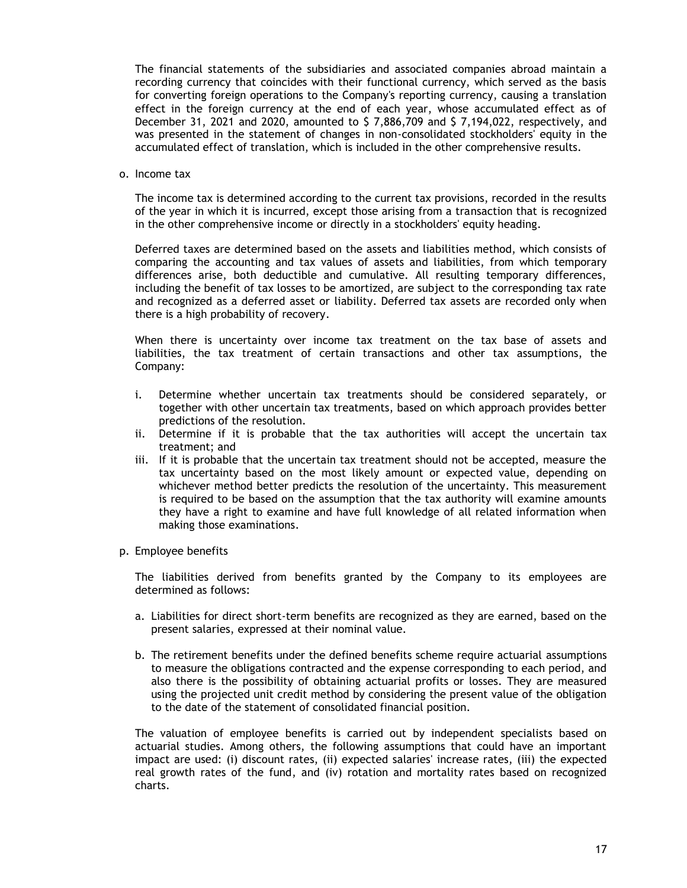The financial statements of the subsidiaries and associated companies abroad maintain a recording currency that coincides with their functional currency, which served as the basis for converting foreign operations to the Company's reporting currency, causing a translation effect in the foreign currency at the end of each year, whose accumulated effect as of December 31, 2021 and 2020, amounted to $ 7,886,709 and $ 7,194,022, respectively, and was presented in the statement of changes in non-consolidated stockholders' equity in the accumulated effect of translation, which is included in the other comprehensive results.

o. Income tax

The income tax is determined according to the current tax provisions, recorded in the results of the year in which it is incurred, except those arising from a transaction that is recognized in the other comprehensive income or directly in a stockholders' equity heading.

Deferred taxes are determined based on the assets and liabilities method, which consists of comparing the accounting and tax values of assets and liabilities, from which temporary differences arise, both deductible and cumulative. All resulting temporary differences, including the benefit of tax losses to be amortized, are subject to the corresponding tax rate and recognized as a deferred asset or liability. Deferred tax assets are recorded only when there is a high probability of recovery.

When there is uncertainty over income tax treatment on the tax base of assets and liabilities, the tax treatment of certain transactions and other tax assumptions, the Company:

i. Determine whether uncertain tax treatments should be considered separately, or together with other uncertain tax treatments, based on which approach provides better predictions of the resolution.
ii. Determine if it is probable that the tax authorities will accept the uncertain tax treatment; and
iii. If it is probable that the uncertain tax treatment should not be accepted, measure the tax uncertainty based on the most likely amount or expected value, depending on whichever method better predicts the resolution of the uncertainty. This measurement is required to be based on the assumption that the tax authority will examine amounts they have a right to examine and have full knowledge of all related information when making those examinations.

p. Employee benefits

The liabilities derived from benefits granted by the Company to its employees are determined as follows:

a. Liabilities for direct short-term benefits are recognized as they are earned, based on the present salaries, expressed at their nominal value.

b. The retirement benefits under the defined benefits scheme require actuarial assumptions to measure the obligations contracted and the expense corresponding to each period, and also there is the possibility of obtaining actuarial profits or losses. They are measured using the projected unit credit method by considering the present value of the obligation to the date of the statement of consolidated financial position.

The valuation of employee benefits is carried out by independent specialists based on actuarial studies. Among others, the following assumptions that could have an important impact are used: (i) discount rates, (ii) expected salaries' increase rates, (iii) the expected real growth rates of the fund, and (iv) rotation and mortality rates based on recognized charts.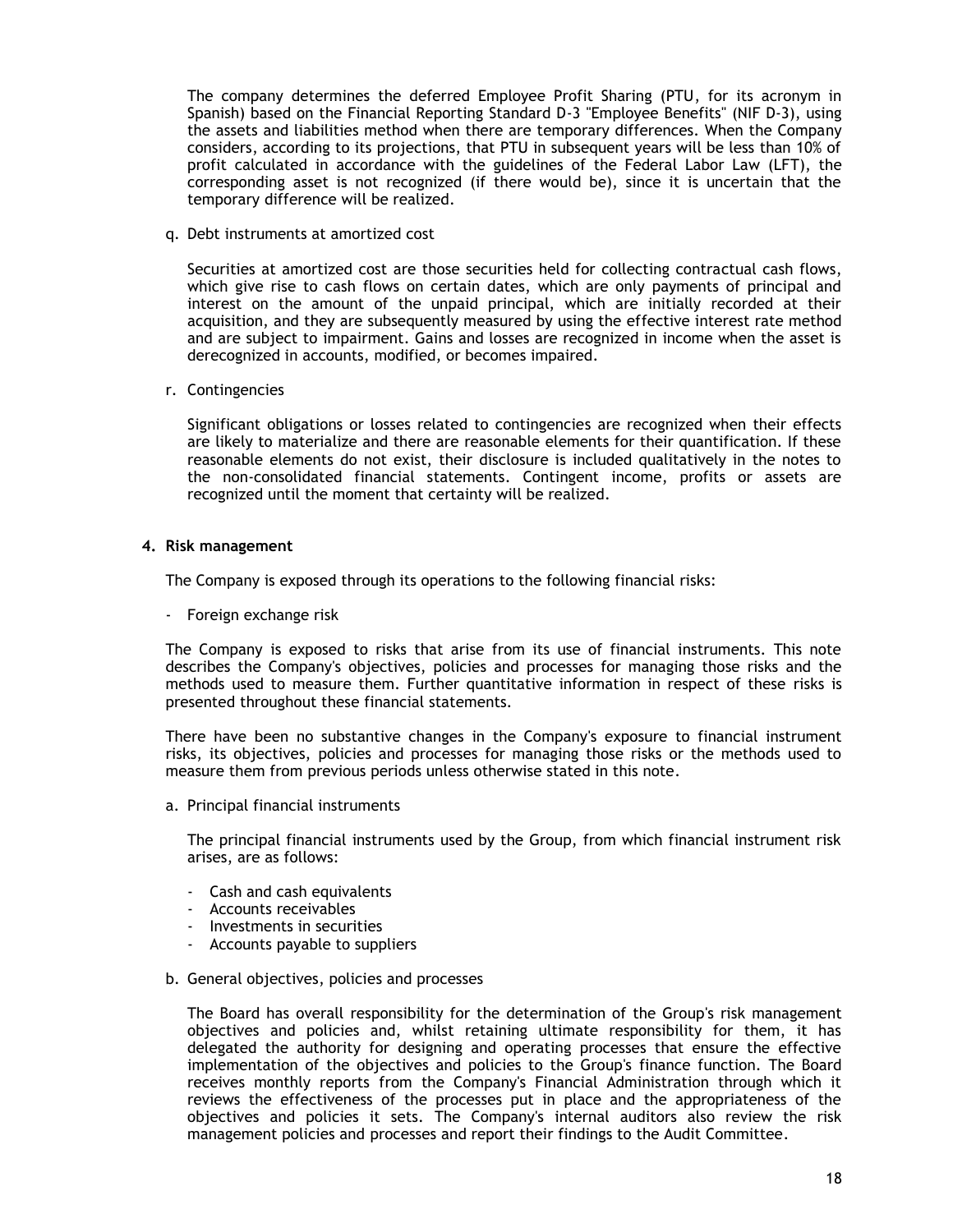The company determines the deferred Employee Profit Sharing (PTU, for its acronym in Spanish) based on the Financial Reporting Standard D-3 "Employee Benefits" (NIF D-3), using the assets and liabilities method when there are temporary differences. When the Company considers, according to its projections, that PTU in subsequent years will be less than 10% of profit calculated in accordance with the guidelines of the Federal Labor Law (LFT), the corresponding asset is not recognized (if there would be), since it is uncertain that the temporary difference will be realized.

q. Debt instruments at amortized cost

Securities at amortized cost are those securities held for collecting contractual cash flows, which give rise to cash flows on certain dates, which are only payments of principal and interest on the amount of the unpaid principal, which are initially recorded at their acquisition, and they are subsequently measured by using the effective interest rate method and are subject to impairment. Gains and losses are recognized in income when the asset is derecognized in accounts, modified, or becomes impaired.

r. Contingencies

Significant obligations or losses related to contingencies are recognized when their effects are likely to materialize and there are reasonable elements for their quantification. If these reasonable elements do not exist, their disclosure is included qualitatively in the notes to the non-consolidated financial statements. Contingent income, profits or assets are recognized until the moment that certainty will be realized.

**4. Risk management**

The Company is exposed through its operations to the following financial risks:

- Foreign exchange risk

The Company is exposed to risks that arise from its use of financial instruments. This note describes the Company's objectives, policies and processes for managing those risks and the methods used to measure them. Further quantitative information in respect of these risks is presented throughout these financial statements.

There have been no substantive changes in the Company's exposure to financial instrument risks, its objectives, policies and processes for managing those risks or the methods used to measure them from previous periods unless otherwise stated in this note.

a. Principal financial instruments

The principal financial instruments used by the Group, from which financial instrument risk arises, are as follows:

- Cash and cash equivalents
- Accounts receivables
- Investments in securities
- Accounts payable to suppliers

b. General objectives, policies and processes

The Board has overall responsibility for the determination of the Group's risk management objectives and policies and, whilst retaining ultimate responsibility for them, it has delegated the authority for designing and operating processes that ensure the effective implementation of the objectives and policies to the Group's finance function. The Board receives monthly reports from the Company's Financial Administration through which it reviews the effectiveness of the processes put in place and the appropriateness of the objectives and policies it sets. The Company's internal auditors also review the risk management policies and processes and report their findings to the Audit Committee.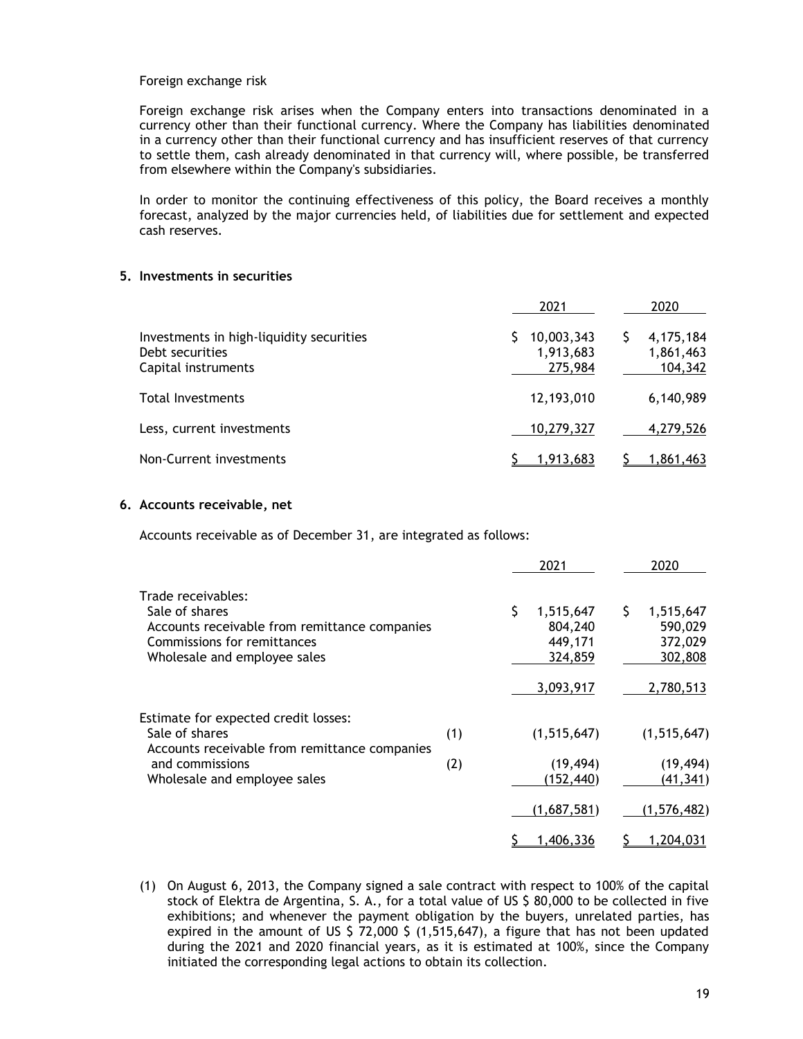Foreign exchange risk

Foreign exchange risk arises when the Company enters into transactions denominated in a currency other than their functional currency. Where the Company has liabilities denominated in a currency other than their functional currency and has insufficient reserves of that currency to settle them, cash already denominated in that currency will, where possible, be transferred from elsewhere within the Company's subsidiaries.

In order to monitor the continuing effectiveness of this policy, the Board receives a monthly forecast, analyzed by the major currencies held, of liabilities due for settlement and expected cash reserves.

## 5. Investments in securities

| | 2021 | 2020 |
|---|---|---|
| Investments in high-liquidity securities | $ 10,003,343 | $ 4,175,184 |
| Debt securities | 1,913,683 | 1,861,463 |
| Capital instruments | 275,984 | 104,342 |
| Total Investments | 12,193,010 | 6,140,989 |
| Less, current investments | 10,279,327 | 4,279,526 |
| Non-Current investments | $ 1,913,683 | $ 1,861,463 |

## 6. Accounts receivable, net

Accounts receivable as of December 31, are integrated as follows:

| | | 2021 | 2020 |
|---|---|---|---|
| Trade receivables: | | | |
| Sale of shares | | $ 1,515,647 | $ 1,515,647 |
| Accounts receivable from remittance companies | | 804,240 | 590,029 |
| Commissions for remittances | | 449,171 | 372,029 |
| Wholesale and employee sales | | 324,859 | 302,808 |
| | | 3,093,917 | 2,780,513 |
| Estimate for expected credit losses: | | | |
| Sale of shares | (1) | (1,515,647) | (1,515,647) |
| Accounts receivable from remittance companies and commissions | (2) | (19,494) | (19,494) |
| Wholesale and employee sales | | (152,440) | (41,341) |
| | | (1,687,581) | (1,576,482) |
| | | $ 1,406,336 | $ 1,204,031 |

(1) On August 6, 2013, the Company signed a sale contract with respect to 100% of the capital stock of Elektra de Argentina, S. A., for a total value of US $ 80,000 to be collected in five exhibitions; and whenever the payment obligation by the buyers, unrelated parties, has expired in the amount of US $ 72,000 $ (1,515,647), a figure that has not been updated during the 2021 and 2020 financial years, as it is estimated at 100%, since the Company initiated the corresponding legal actions to obtain its collection.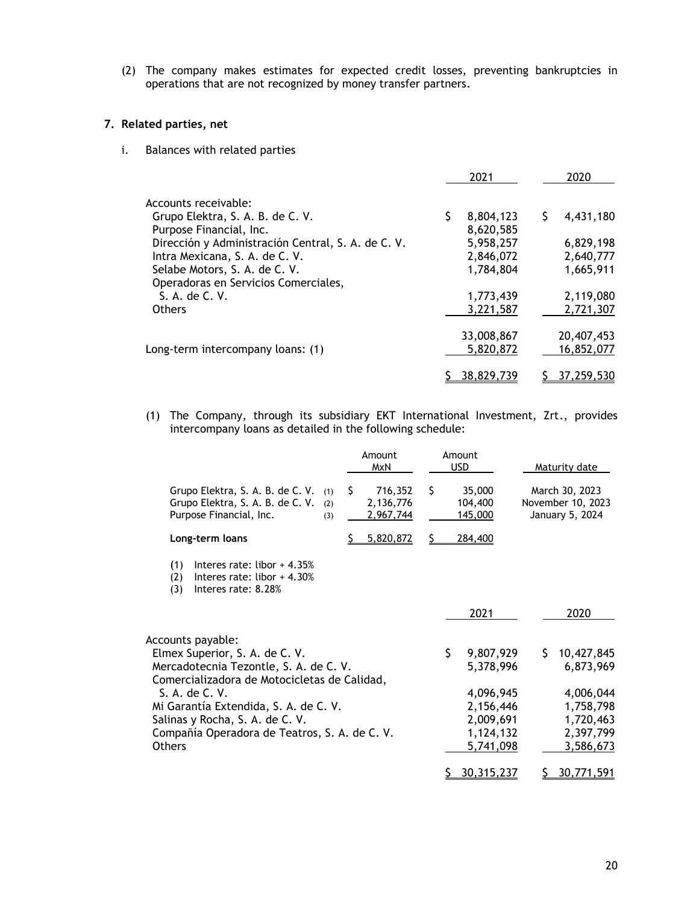(2) The company makes estimates for expected credit losses, preventing bankruptcies in operations that are not recognized by money transfer partners.

## 7. Related parties, net

i. Balances with related parties

| | 2021 | 2020 |
|---|---|---|
| Accounts receivable: | | |
| Grupo Elektra, S. A. B. de C. V. | $ 8,804,123 | $ 4,431,180 |
| Purpose Financial, Inc. | 8,620,585 | |
| Dirección y Administración Central, S. A. de C. V. | 5,958,257 | 6,829,198 |
| Intra Mexicana, S. A. de C. V. | 2,846,072 | 2,640,777 |
| Selabe Motors, S. A. de C. V. | 1,784,804 | 1,665,911 |
| Operadoras en Servicios Comerciales, S. A. de C. V. | 1,773,439 | 2,119,080 |
| Others | 3,221,587 | 2,721,307 |
| | 33,008,867 | 20,407,453 |
| Long-term intercompany loans: (1) | 5,820,872 | 16,852,077 |
| | $ 38,829,739 | $ 37,259,530 |

(1) The Company, through its subsidiary EKT International Investment, Zrt., provides intercompany loans as detailed in the following schedule:

| | | Amount MxN | Amount USD | Maturity date |
|---|---|---|---|---|
| Grupo Elektra, S. A. B. de C. V. | (1) | $ 716,352 | $ 35,000 | March 30, 2023 |
| Grupo Elektra, S. A. B. de C. V. | (2) | 2,136,776 | 104,400 | November 10, 2023 |
| Purpose Financial, Inc. | (3) | 2,967,744 | 145,000 | January 5, 2024 |
| **Long-term loans** | | $ 5,820,872 | $ 284,400 | |

(1) Interes rate: libor + 4.35%
(2) Interes rate: libor + 4.30%
(3) Interes rate: 8.28%

| | 2021 | 2020 |
|---|---|---|
| Accounts payable: | | |
| Elmex Superior, S. A. de C. V. | $ 9,807,929 | $ 10,427,845 |
| Mercadotecnia Tezontle, S. A. de C. V. | 5,378,996 | 6,873,969 |
| Comercializadora de Motocicletas de Calidad, S. A. de C. V. | 4,096,945 | 4,006,044 |
| Mi Garantía Extendida, S. A. de C. V. | 2,156,446 | 1,758,798 |
| Salinas y Rocha, S. A. de C. V. | 2,009,691 | 1,720,463 |
| Compañía Operadora de Teatros, S. A. de C. V. | 1,124,132 | 2,397,799 |
| Others | 5,741,098 | 3,586,673 |
| | $ 30,315,237 | $ 30,771,591 |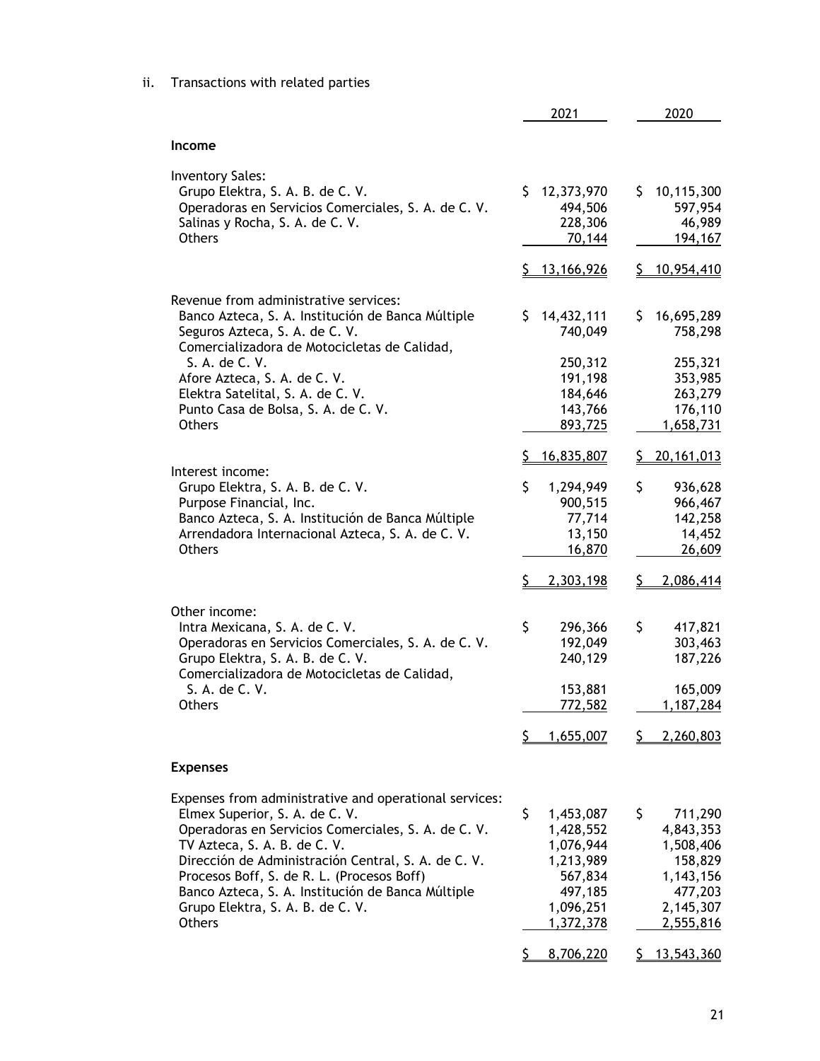ii. Transactions with related parties

| | 2021 | 2020 |
|---|---|---|
| **Income** | | |
| Inventory Sales: | | |
| Grupo Elektra, S. A. B. de C. V. | $ 12,373,970 | $ 10,115,300 |
| Operadoras en Servicios Comerciales, S. A. de C. V. | 494,506 | 597,954 |
| Salinas y Rocha, S. A. de C. V. | 228,306 | 46,989 |
| Others | 70,144 | 194,167 |
| | $ 13,166,926 | $ 10,954,410 |
| Revenue from administrative services: | | |
| Banco Azteca, S. A. Institución de Banca Múltiple | $ 14,432,111 | $ 16,695,289 |
| Seguros Azteca, S. A. de C. V. | 740,049 | 758,298 |
| Comercializadora de Motocicletas de Calidad, S. A. de C. V. | 250,312 | 255,321 |
| Afore Azteca, S. A. de C. V. | 191,198 | 353,985 |
| Elektra Satelital, S. A. de C. V. | 184,646 | 263,279 |
| Punto Casa de Bolsa, S. A. de C. V. | 143,766 | 176,110 |
| Others | 893,725 | 1,658,731 |
| | $ 16,835,807 | $ 20,161,013 |
| Interest income: | | |
| Grupo Elektra, S. A. B. de C. V. | $ 1,294,949 | $ 936,628 |
| Purpose Financial, Inc. | 900,515 | 966,467 |
| Banco Azteca, S. A. Institución de Banca Múltiple | 77,714 | 142,258 |
| Arrendadora Internacional Azteca, S. A. de C. V. | 13,150 | 14,452 |
| Others | 16,870 | 26,609 |
| | $ 2,303,198 | $ 2,086,414 |
| Other income: | | |
| Intra Mexicana, S. A. de C. V. | $ 296,366 | $ 417,821 |
| Operadoras en Servicios Comerciales, S. A. de C. V. | 192,049 | 303,463 |
| Grupo Elektra, S. A. B. de C. V. | 240,129 | 187,226 |
| Comercializadora de Motocicletas de Calidad, S. A. de C. V. | 153,881 | 165,009 |
| Others | 772,582 | 1,187,284 |
| | $ 1,655,007 | $ 2,260,803 |
| **Expenses** | | |
| Expenses from administrative and operational services: | | |
| Elmex Superior, S. A. de C. V. | $ 1,453,087 | $ 711,290 |
| Operadoras en Servicios Comerciales, S. A. de C. V. | 1,428,552 | 4,843,353 |
| TV Azteca, S. A. B. de C. V. | 1,076,944 | 1,508,406 |
| Dirección de Administración Central, S. A. de C. V. | 1,213,989 | 158,829 |
| Procesos Boff, S. de R. L. (Procesos Boff) | 567,834 | 1,143,156 |
| Banco Azteca, S. A. Institución de Banca Múltiple | 497,185 | 477,203 |
| Grupo Elektra, S. A. B. de C. V. | 1,096,251 | 2,145,307 |
| Others | 1,372,378 | 2,555,816 |
| | $ 8,706,220 | $ 13,543,360 |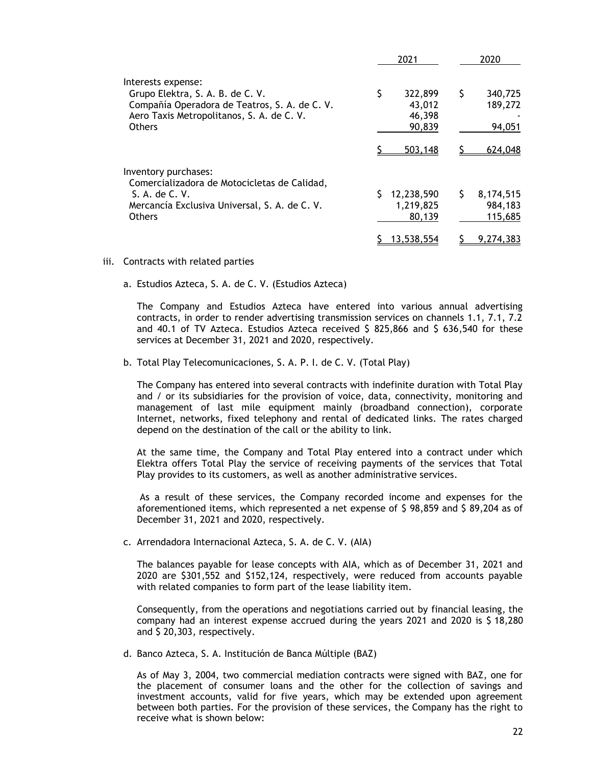| | 2021 | 2020 |
|---|---|---|
| Interests expense: | | |
| Grupo Elektra, S. A. B. de C. V. | $ 322,899 | $ 340,725 |
| Compañía Operadora de Teatros, S. A. de C. V. | 43,012 | 189,272 |
| Aero Taxis Metropolitanos, S. A. de C. V. | 46,398 | - |
| Others | 90,839 | 94,051 |
| | $ 503,148 | $ 624,048 |
| Inventory purchases: | | |
| Comercializadora de Motocicletas de Calidad, S. A. de C. V. | $ 12,238,590 | $ 8,174,515 |
| Mercancía Exclusiva Universal, S. A. de C. V. | 1,219,825 | 984,183 |
| Others | 80,139 | 115,685 |
| | $ 13,538,554 | $ 9,274,383 |

iii. Contracts with related parties

a. Estudios Azteca, S. A. de C. V. (Estudios Azteca)

The Company and Estudios Azteca have entered into various annual advertising contracts, in order to render advertising transmission services on channels 1.1, 7.1, 7.2 and 40.1 of TV Azteca. Estudios Azteca received $ 825,866 and $ 636,540 for these services at December 31, 2021 and 2020, respectively.

b. Total Play Telecomunicaciones, S. A. P. I. de C. V. (Total Play)

The Company has entered into several contracts with indefinite duration with Total Play and / or its subsidiaries for the provision of voice, data, connectivity, monitoring and management of last mile equipment mainly (broadband connection), corporate Internet, networks, fixed telephony and rental of dedicated links. The rates charged depend on the destination of the call or the ability to link.

At the same time, the Company and Total Play entered into a contract under which Elektra offers Total Play the service of receiving payments of the services that Total Play provides to its customers, as well as another administrative services.

As a result of these services, the Company recorded income and expenses for the aforementioned items, which represented a net expense of $ 98,859 and $ 89,204 as of December 31, 2021 and 2020, respectively.

c. Arrendadora Internacional Azteca, S. A. de C. V. (AIA)

The balances payable for lease concepts with AIA, which as of December 31, 2021 and 2020 are $301,552 and $152,124, respectively, were reduced from accounts payable with related companies to form part of the lease liability item.

Consequently, from the operations and negotiations carried out by financial leasing, the company had an interest expense accrued during the years 2021 and 2020 is $ 18,280 and $ 20,303, respectively.

d. Banco Azteca, S. A. Institución de Banca Múltiple (BAZ)

As of May 3, 2004, two commercial mediation contracts were signed with BAZ, one for the placement of consumer loans and the other for the collection of savings and investment accounts, valid for five years, which may be extended upon agreement between both parties. For the provision of these services, the Company has the right to receive what is shown below: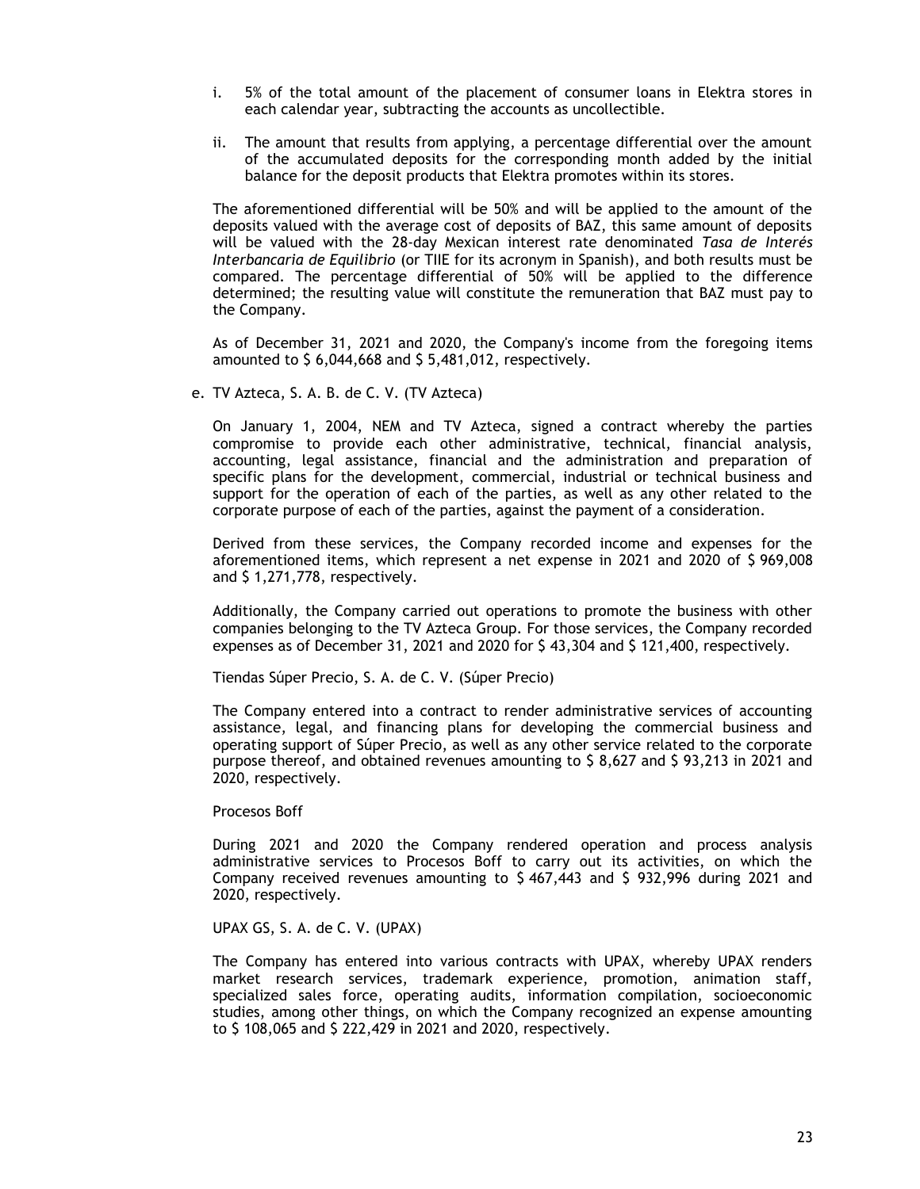i. 5% of the total amount of the placement of consumer loans in Elektra stores in each calendar year, subtracting the accounts as uncollectible.

ii. The amount that results from applying, a percentage differential over the amount of the accumulated deposits for the corresponding month added by the initial balance for the deposit products that Elektra promotes within its stores.

The aforementioned differential will be 50% and will be applied to the amount of the deposits valued with the average cost of deposits of BAZ, this same amount of deposits will be valued with the 28-day Mexican interest rate denominated *Tasa de Interés Interbancaria de Equilibrio* (or TIIE for its acronym in Spanish), and both results must be compared. The percentage differential of 50% will be applied to the difference determined; the resulting value will constitute the remuneration that BAZ must pay to the Company.

As of December 31, 2021 and 2020, the Company's income from the foregoing items amounted to $ 6,044,668 and $ 5,481,012, respectively.

e. TV Azteca, S. A. B. de C. V. (TV Azteca)

On January 1, 2004, NEM and TV Azteca, signed a contract whereby the parties compromise to provide each other administrative, technical, financial analysis, accounting, legal assistance, financial and the administration and preparation of specific plans for the development, commercial, industrial or technical business and support for the operation of each of the parties, as well as any other related to the corporate purpose of each of the parties, against the payment of a consideration.

Derived from these services, the Company recorded income and expenses for the aforementioned items, which represent a net expense in 2021 and 2020 of $ 969,008 and $ 1,271,778, respectively.

Additionally, the Company carried out operations to promote the business with other companies belonging to the TV Azteca Group. For those services, the Company recorded expenses as of December 31, 2021 and 2020 for $ 43,304 and $ 121,400, respectively.

Tiendas Súper Precio, S. A. de C. V. (Súper Precio)

The Company entered into a contract to render administrative services of accounting assistance, legal, and financing plans for developing the commercial business and operating support of Súper Precio, as well as any other service related to the corporate purpose thereof, and obtained revenues amounting to $ 8,627 and $ 93,213 in 2021 and 2020, respectively.

Procesos Boff

During 2021 and 2020 the Company rendered operation and process analysis administrative services to Procesos Boff to carry out its activities, on which the Company received revenues amounting to $ 467,443 and $ 932,996 during 2021 and 2020, respectively.

UPAX GS, S. A. de C. V. (UPAX)

The Company has entered into various contracts with UPAX, whereby UPAX renders market research services, trademark experience, promotion, animation staff, specialized sales force, operating audits, information compilation, socioeconomic studies, among other things, on which the Company recognized an expense amounting to $ 108,065 and $ 222,429 in 2021 and 2020, respectively.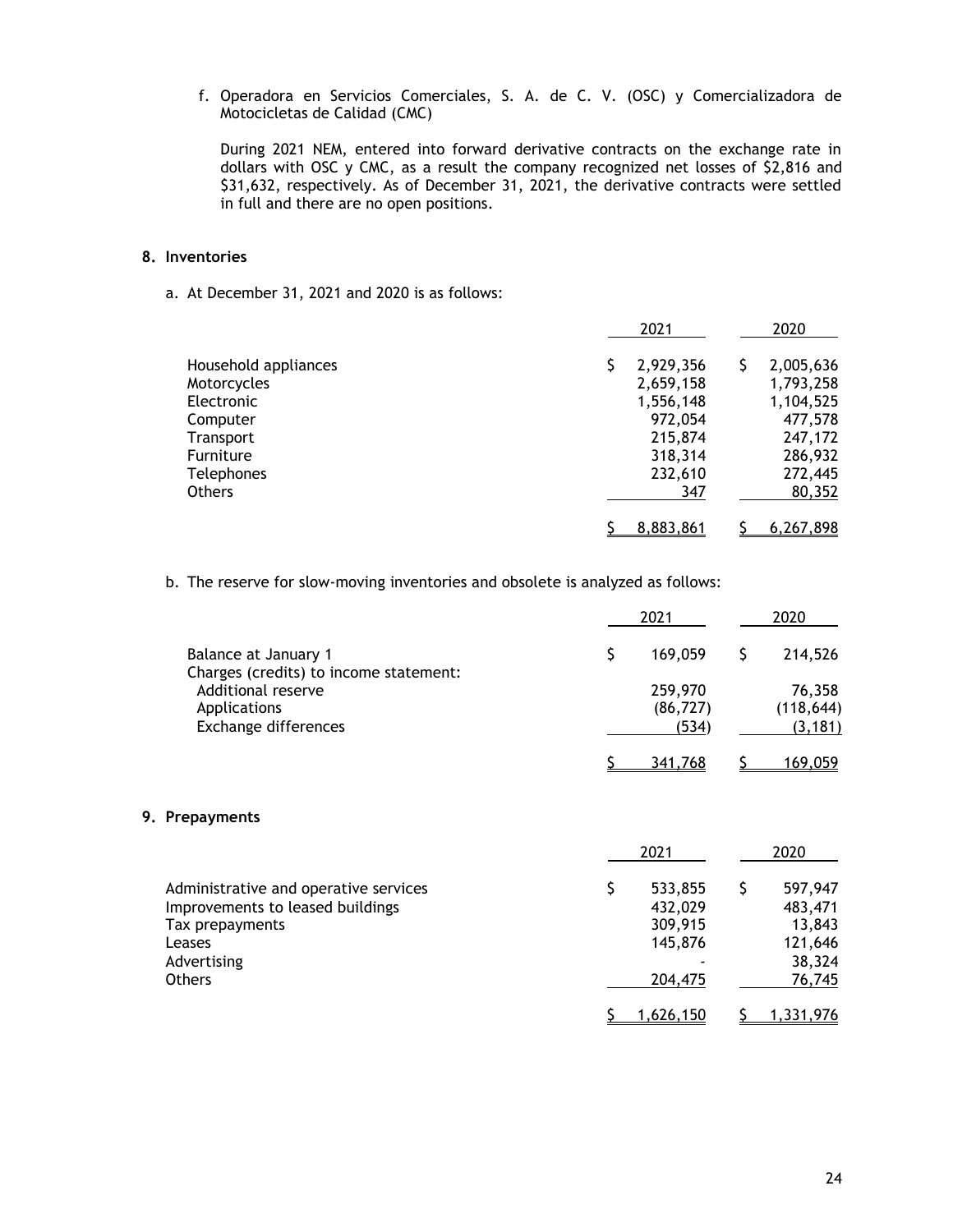f. Operadora en Servicios Comerciales, S. A. de C. V. (OSC) y Comercializadora de Motocicletas de Calidad (CMC)

During 2021 NEM, entered into forward derivative contracts on the exchange rate in dollars with OSC y CMC, as a result the company recognized net losses of $2,816 and $31,632, respectively. As of December 31, 2021, the derivative contracts were settled in full and there are no open positions.

## 8. Inventories

a. At December 31, 2021 and 2020 is as follows:

| | 2021 | 2020 |
|---|---|---|
| Household appliances | $ 2,929,356 | $ 2,005,636 |
| Motorcycles | 2,659,158 | 1,793,258 |
| Electronic | 1,556,148 | 1,104,525 |
| Computer | 972,054 | 477,578 |
| Transport | 215,874 | 247,172 |
| Furniture | 318,314 | 286,932 |
| Telephones | 232,610 | 272,445 |
| Others | 347 | 80,352 |
| | $ 8,883,861 | $ 6,267,898 |

b. The reserve for slow-moving inventories and obsolete is analyzed as follows:

| | 2021 | 2020 |
|---|---|---|
| Balance at January 1 | $ 169,059 | $ 214,526 |
| Charges (credits) to income statement: | | |
| Additional reserve | 259,970 | 76,358 |
| Applications | (86,727) | (118,644) |
| Exchange differences | (534) | (3,181) |
| | $ 341,768 | $ 169,059 |

## 9. Prepayments

| | 2021 | 2020 |
|---|---|---|
| Administrative and operative services | $ 533,855 | $ 597,947 |
| Improvements to leased buildings | 432,029 | 483,471 |
| Tax prepayments | 309,915 | 13,843 |
| Leases | 145,876 | 121,646 |
| Advertising | - | 38,324 |
| Others | 204,475 | 76,745 |
| | $ 1,626,150 | $ 1,331,976 |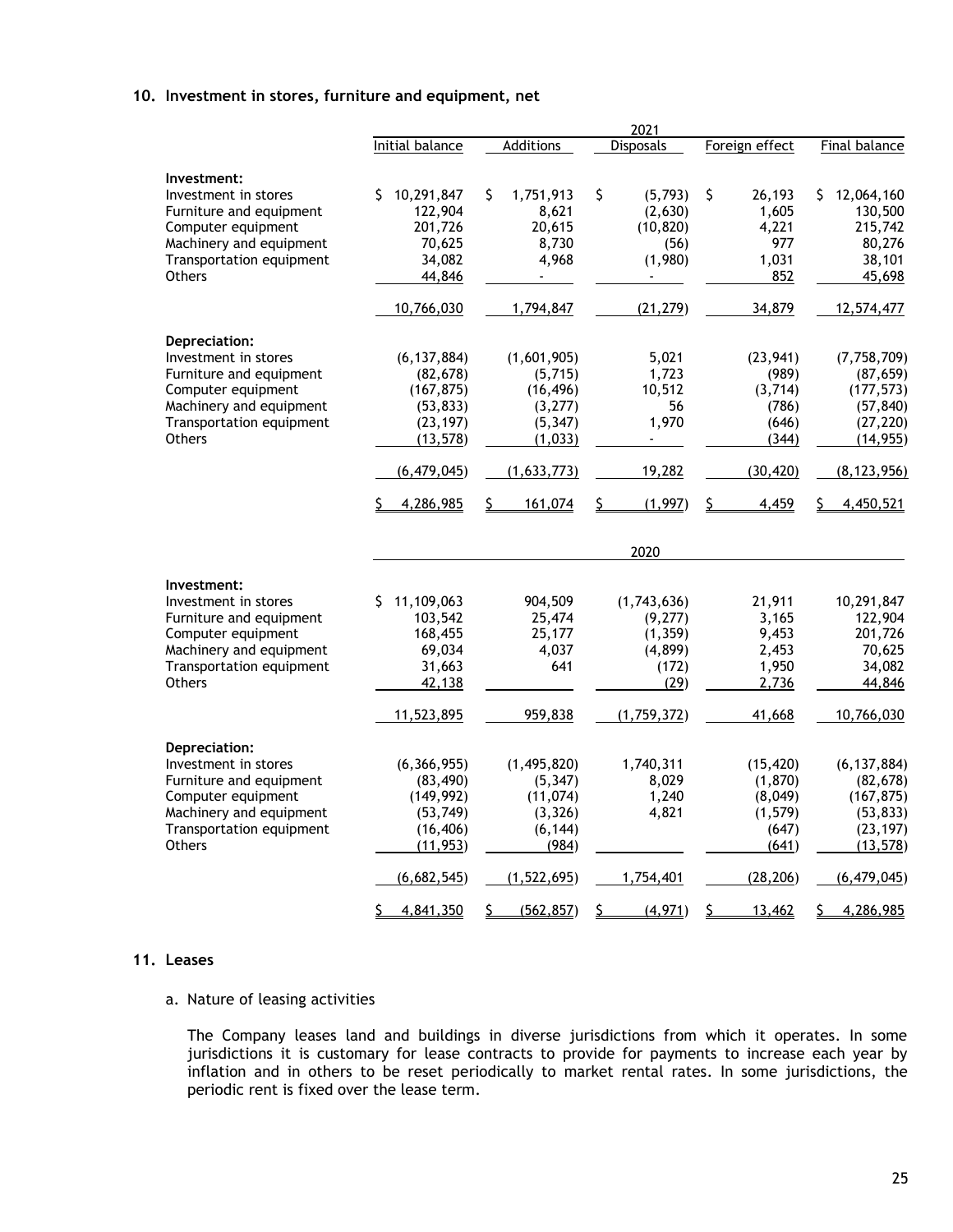## 10. Investment in stores, furniture and equipment, net

| | 2021 | | | | |
|---|---|---|---|---|---|
| | Initial balance | Additions | Disposals | Foreign effect | Final balance |
| **Investment:** | | | | | |
| Investment in stores | $ 10,291,847 | $ 1,751,913 | $ (5,793) | $ 26,193 | $ 12,064,160 |
| Furniture and equipment | 122,904 | 8,621 | (2,630) | 1,605 | 130,500 |
| Computer equipment | 201,726 | 20,615 | (10,820) | 4,221 | 215,742 |
| Machinery and equipment | 70,625 | 8,730 | (56) | 977 | 80,276 |
| Transportation equipment | 34,082 | 4,968 | (1,980) | 1,031 | 38,101 |
| Others | 44,846 | - | - | 852 | 45,698 |
| | 10,766,030 | 1,794,847 | (21,279) | 34,879 | 12,574,477 |
| **Depreciation:** | | | | | |
| Investment in stores | (6,137,884) | (1,601,905) | 5,021 | (23,941) | (7,758,709) |
| Furniture and equipment | (82,678) | (5,715) | 1,723 | (989) | (87,659) |
| Computer equipment | (167,875) | (16,496) | 10,512 | (3,714) | (177,573) |
| Machinery and equipment | (53,833) | (3,277) | 56 | (786) | (57,840) |
| Transportation equipment | (23,197) | (5,347) | 1,970 | (646) | (27,220) |
| Others | (13,578) | (1,033) | - | (344) | (14,955) |
| | (6,479,045) | (1,633,773) | 19,282 | (30,420) | (8,123,956) |
| | $ 4,286,985 | $ 161,074 | $ (1,997) | $ 4,459 | $ 4,450,521 |

| | 2020 | | | | |
|---|---|---|---|---|---|
| **Investment:** | | | | | |
| Investment in stores | $ 11,109,063 | 904,509 | (1,743,636) | 21,911 | 10,291,847 |
| Furniture and equipment | 103,542 | 25,474 | (9,277) | 3,165 | 122,904 |
| Computer equipment | 168,455 | 25,177 | (1,359) | 9,453 | 201,726 |
| Machinery and equipment | 69,034 | 4,037 | (4,899) | 2,453 | 70,625 |
| Transportation equipment | 31,663 | 641 | (172) | 1,950 | 34,082 |
| Others | 42,138 | | (29) | 2,736 | 44,846 |
| | 11,523,895 | 959,838 | (1,759,372) | 41,668 | 10,766,030 |
| **Depreciation:** | | | | | |
| Investment in stores | (6,366,955) | (1,495,820) | 1,740,311 | (15,420) | (6,137,884) |
| Furniture and equipment | (83,490) | (5,347) | 8,029 | (1,870) | (82,678) |
| Computer equipment | (149,992) | (11,074) | 1,240 | (8,049) | (167,875) |
| Machinery and equipment | (53,749) | (3,326) | 4,821 | (1,579) | (53,833) |
| Transportation equipment | (16,406) | (6,144) | | (647) | (23,197) |
| Others | (11,953) | (984) | | (641) | (13,578) |
| | (6,682,545) | (1,522,695) | 1,754,401 | (28,206) | (6,479,045) |
| | $ 4,841,350 | $ (562,857) | $ (4,971) | $ 13,462 | $ 4,286,985 |

## 11. Leases

a. Nature of leasing activities

The Company leases land and buildings in diverse jurisdictions from which it operates. In some jurisdictions it is customary for lease contracts to provide for payments to increase each year by inflation and in others to be reset periodically to market rental rates. In some jurisdictions, the periodic rent is fixed over the lease term.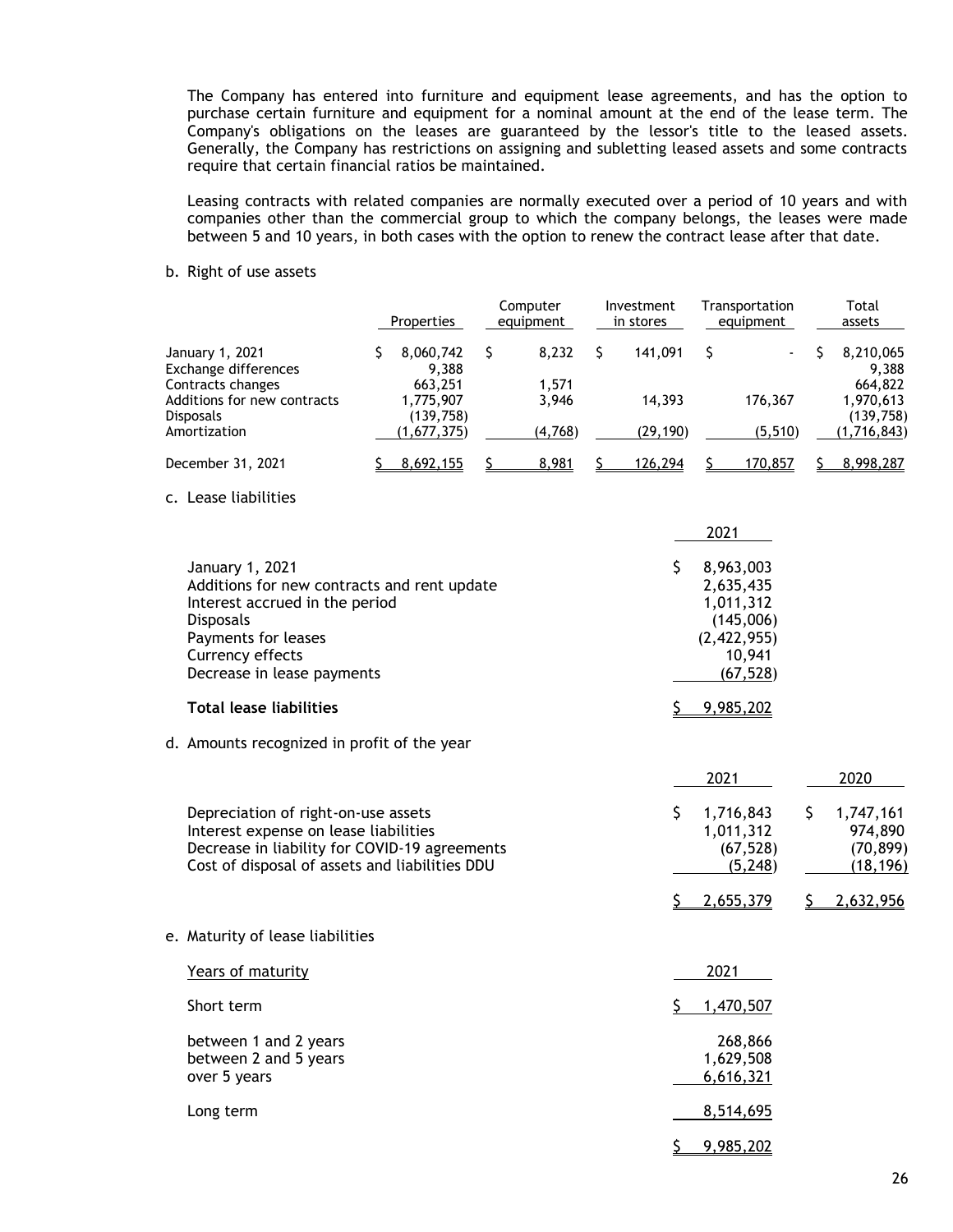The Company has entered into furniture and equipment lease agreements, and has the option to purchase certain furniture and equipment for a nominal amount at the end of the lease term. The Company's obligations on the leases are guaranteed by the lessor's title to the leased assets. Generally, the Company has restrictions on assigning and subletting leased assets and some contracts require that certain financial ratios be maintained.

Leasing contracts with related companies are normally executed over a period of 10 years and with companies other than the commercial group to which the company belongs, the leases were made between 5 and 10 years, in both cases with the option to renew the contract lease after that date.

b. Right of use assets

| | Properties | Computer equipment | Investment in stores | Transportation equipment | Total assets |
|---|---|---|---|---|---|
| January 1, 2021 | $ 8,060,742 | $ 8,232 | $ 141,091 | $ - | $ 8,210,065 |
| Exchange differences | 9,388 | | | | 9,388 |
| Contracts changes | 663,251 | 1,571 | | | 664,822 |
| Additions for new contracts | 1,775,907 | 3,946 | 14,393 | 176,367 | 1,970,613 |
| Disposals | (139,758) | | | | (139,758) |
| Amortization | (1,677,375) | (4,768) | (29,190) | (5,510) | (1,716,843) |
| December 31, 2021 | $ 8,692,155 | $ 8,981 | $ 126,294 | $ 170,857 | $ 8,998,287 |

c. Lease liabilities

| | 2021 |
|---|---|
| January 1, 2021 | $ 8,963,003 |
| Additions for new contracts and rent update | 2,635,435 |
| Interest accrued in the period | 1,011,312 |
| Disposals | (145,006) |
| Payments for leases | (2,422,955) |
| Currency effects | 10,941 |
| Decrease in lease payments | (67,528) |
| **Total lease liabilities** | $ 9,985,202 |

d. Amounts recognized in profit of the year

| | 2021 | 2020 |
|---|---|---|
| Depreciation of right-on-use assets | $ 1,716,843 | $ 1,747,161 |
| Interest expense on lease liabilities | 1,011,312 | 974,890 |
| Decrease in liability for COVID-19 agreements | (67,528) | (70,899) |
| Cost of disposal of assets and liabilities DDU | (5,248) | (18,196) |
| | $ 2,655,379 | $ 2,632,956 |

e. Maturity of lease liabilities

| Years of maturity | 2021 |
|---|---|
| Short term | $ 1,470,507 |
| between 1 and 2 years | 268,866 |
| between 2 and 5 years | 1,629,508 |
| over 5 years | 6,616,321 |
| Long term | 8,514,695 |
| | $ 9,985,202 |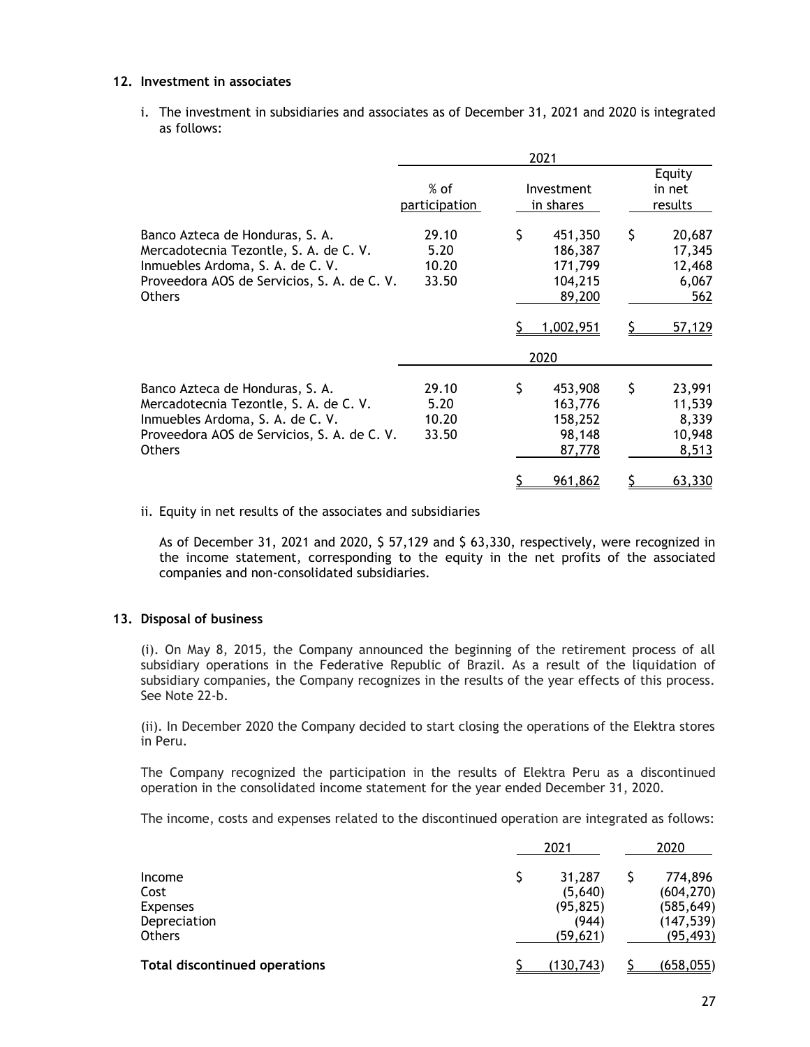## 12. Investment in associates

i. The investment in subsidiaries and associates as of December 31, 2021 and 2020 is integrated as follows:

| | 2021 | | |
|---|---|---|---|
| | % of participation | Investment in shares | Equity in net results |
| Banco Azteca de Honduras, S. A. | 29.10 | $ 451,350 | $ 20,687 |
| Mercadotecnia Tezontle, S. A. de C. V. | 5.20 | 186,387 | 17,345 |
| Inmuebles Ardoma, S. A. de C. V. | 10.20 | 171,799 | 12,468 |
| Proveedora AOS de Servicios, S. A. de C. V. | 33.50 | 104,215 | 6,067 |
| Others | | 89,200 | 562 |
| | | $ 1,002,951 | $ 57,129 |
| | **2020** | | |
| Banco Azteca de Honduras, S. A. | 29.10 | $ 453,908 | $ 23,991 |
| Mercadotecnia Tezontle, S. A. de C. V. | 5.20 | 163,776 | 11,539 |
| Inmuebles Ardoma, S. A. de C. V. | 10.20 | 158,252 | 8,339 |
| Proveedora AOS de Servicios, S. A. de C. V. | 33.50 | 98,148 | 10,948 |
| Others | | 87,778 | 8,513 |
| | | $ 961,862 | $ 63,330 |

ii. Equity in net results of the associates and subsidiaries

As of December 31, 2021 and 2020, $ 57,129 and $ 63,330, respectively, were recognized in the income statement, corresponding to the equity in the net profits of the associated companies and non-consolidated subsidiaries.

## 13. Disposal of business

(i). On May 8, 2015, the Company announced the beginning of the retirement process of all subsidiary operations in the Federative Republic of Brazil. As a result of the liquidation of subsidiary companies, the Company recognizes in the results of the year effects of this process. See Note 22-b.

(ii). In December 2020 the Company decided to start closing the operations of the Elektra stores in Peru.

The Company recognized the participation in the results of Elektra Peru as a discontinued operation in the consolidated income statement for the year ended December 31, 2020.

The income, costs and expenses related to the discontinued operation are integrated as follows:

| | 2021 | 2020 |
|---|---|---|
| Income | $ 31,287 | $ 774,896 |
| Cost | (5,640) | (604,270) |
| Expenses | (95,825) | (585,649) |
| Depreciation | (944) | (147,539) |
| Others | (59,621) | (95,493) |
| **Total discontinued operations** | $ (130,743) | $ (658,055) |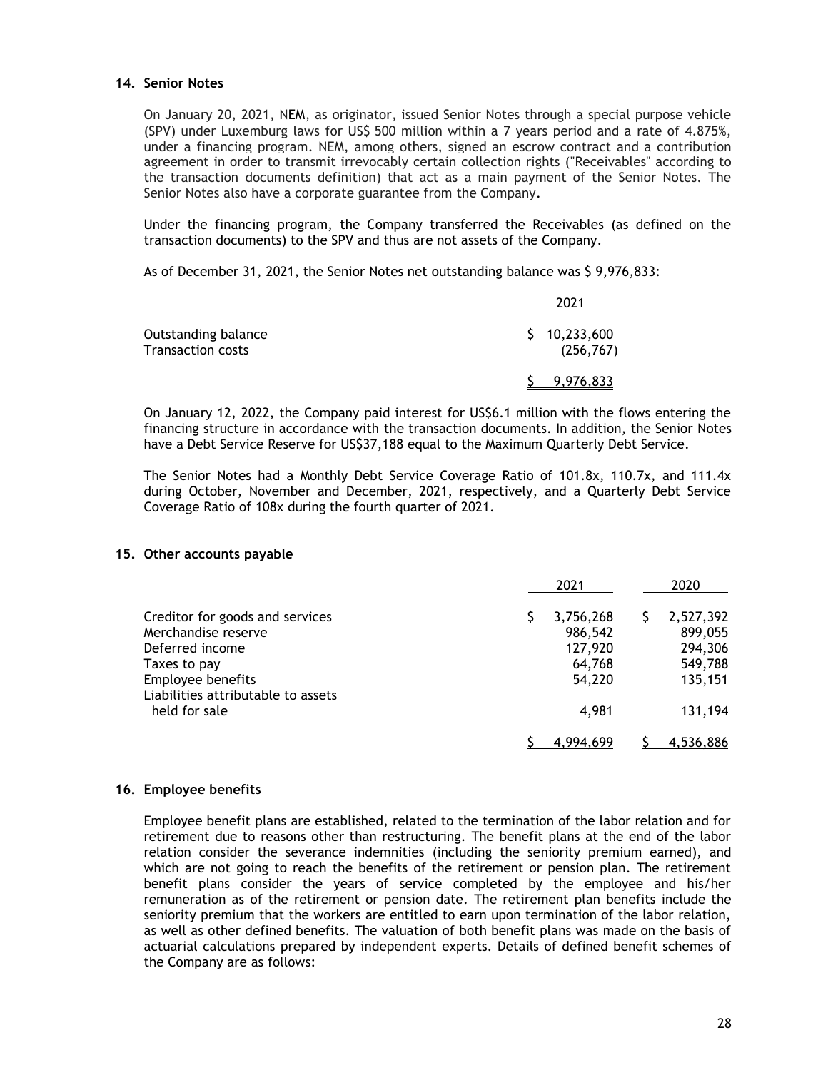## 14. Senior Notes

On January 20, 2021, NEM, as originator, issued Senior Notes through a special purpose vehicle (SPV) under Luxemburg laws for US$ 500 million within a 7 years period and a rate of 4.875%, under a financing program. NEM, among others, signed an escrow contract and a contribution agreement in order to transmit irrevocably certain collection rights ("Receivables" according to the transaction documents definition) that act as a main payment of the Senior Notes. The Senior Notes also have a corporate guarantee from the Company.

Under the financing program, the Company transferred the Receivables (as defined on the transaction documents) to the SPV and thus are not assets of the Company.

As of December 31, 2021, the Senior Notes net outstanding balance was $ 9,976,833:

| | 2021 |
|---|---|
| Outstanding balance | $ 10,233,600 |
| Transaction costs | (256,767) |
| | $ 9,976,833 |

On January 12, 2022, the Company paid interest for US$6.1 million with the flows entering the financing structure in accordance with the transaction documents. In addition, the Senior Notes have a Debt Service Reserve for US$37,188 equal to the Maximum Quarterly Debt Service.

The Senior Notes had a Monthly Debt Service Coverage Ratio of 101.8x, 110.7x, and 111.4x during October, November and December, 2021, respectively, and a Quarterly Debt Service Coverage Ratio of 108x during the fourth quarter of 2021.

## 15. Other accounts payable

| | 2021 | 2020 |
|---|---|---|
| Creditor for goods and services | $ 3,756,268 | $ 2,527,392 |
| Merchandise reserve | 986,542 | 899,055 |
| Deferred income | 127,920 | 294,306 |
| Taxes to pay | 64,768 | 549,788 |
| Employee benefits | 54,220 | 135,151 |
| Liabilities attributable to assets held for sale | 4,981 | 131,194 |
| | $ 4,994,699 | $ 4,536,886 |

## 16. Employee benefits

Employee benefit plans are established, related to the termination of the labor relation and for retirement due to reasons other than restructuring. The benefit plans at the end of the labor relation consider the severance indemnities (including the seniority premium earned), and which are not going to reach the benefits of the retirement or pension plan. The retirement benefit plans consider the years of service completed by the employee and his/her remuneration as of the retirement or pension date. The retirement plan benefits include the seniority premium that the workers are entitled to earn upon termination of the labor relation, as well as other defined benefits. The valuation of both benefit plans was made on the basis of actuarial calculations prepared by independent experts. Details of defined benefit schemes of the Company are as follows: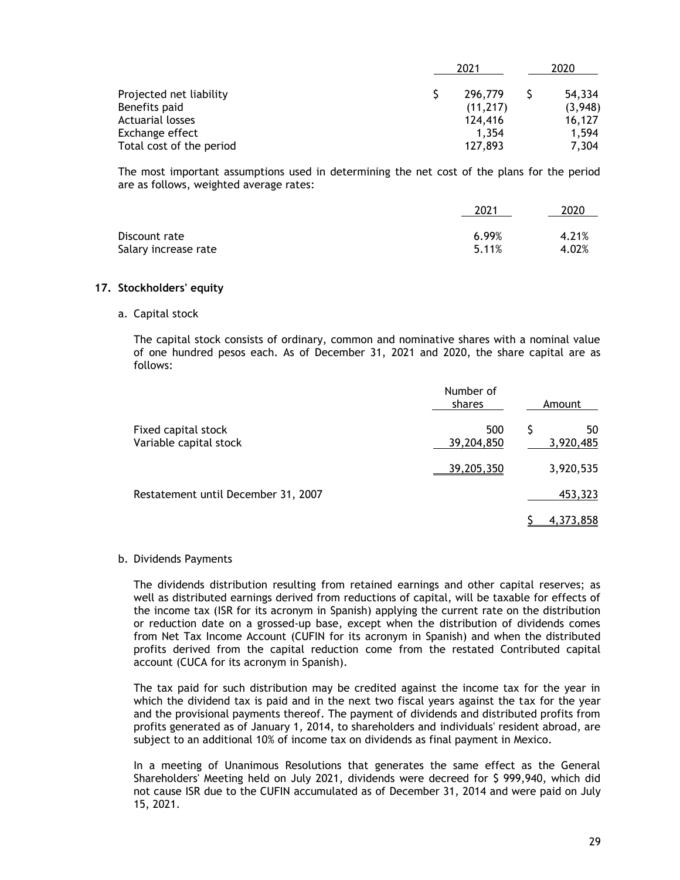| | 2021 | 2020 |
|---|---|---|
| Projected net liability | $ 296,779 | $ 54,334 |
| Benefits paid | (11,217) | (3,948) |
| Actuarial losses | 124,416 | 16,127 |
| Exchange effect | 1,354 | 1,594 |
| Total cost of the period | 127,893 | 7,304 |

The most important assumptions used in determining the net cost of the plans for the period are as follows, weighted average rates:

| | 2021 | 2020 |
|---|---|---|
| Discount rate | 6.99% | 4.21% |
| Salary increase rate | 5.11% | 4.02% |

## 17. Stockholders' equity

a. Capital stock

The capital stock consists of ordinary, common and nominative shares with a nominal value of one hundred pesos each. As of December 31, 2021 and 2020, the share capital are as follows:

| | Number of shares | Amount |
|---|---|---|
| Fixed capital stock | 500 | $ 50 |
| Variable capital stock | 39,204,850 | 3,920,485 |
| | 39,205,350 | 3,920,535 |
| Restatement until December 31, 2007 | | 453,323 |
| | | $ 4,373,858 |

b. Dividends Payments

The dividends distribution resulting from retained earnings and other capital reserves; as well as distributed earnings derived from reductions of capital, will be taxable for effects of the income tax (ISR for its acronym in Spanish) applying the current rate on the distribution or reduction date on a grossed-up base, except when the distribution of dividends comes from Net Tax Income Account (CUFIN for its acronym in Spanish) and when the distributed profits derived from the capital reduction come from the restated Contributed capital account (CUCA for its acronym in Spanish).

The tax paid for such distribution may be credited against the income tax for the year in which the dividend tax is paid and in the next two fiscal years against the tax for the year and the provisional payments thereof. The payment of dividends and distributed profits from profits generated as of January 1, 2014, to shareholders and individuals' resident abroad, are subject to an additional 10% of income tax on dividends as final payment in Mexico.

In a meeting of Unanimous Resolutions that generates the same effect as the General Shareholders' Meeting held on July 2021, dividends were decreed for $ 999,940, which did not cause ISR due to the CUFIN accumulated as of December 31, 2014 and were paid on July 15, 2021.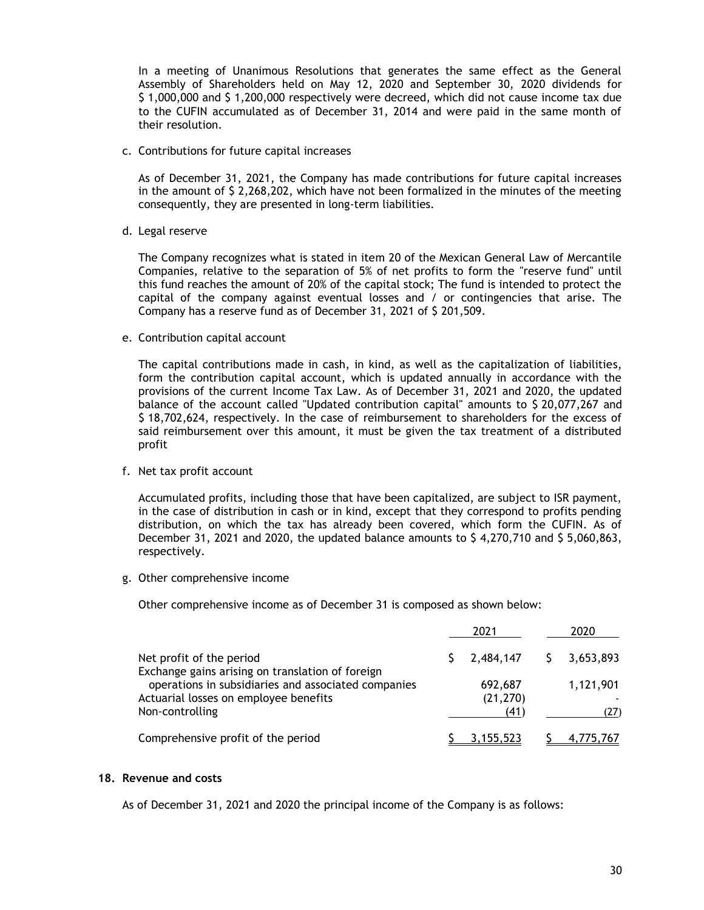In a meeting of Unanimous Resolutions that generates the same effect as the General Assembly of Shareholders held on May 12, 2020 and September 30, 2020 dividends for $ 1,000,000 and $ 1,200,000 respectively were decreed, which did not cause income tax due to the CUFIN accumulated as of December 31, 2014 and were paid in the same month of their resolution.

c. Contributions for future capital increases

As of December 31, 2021, the Company has made contributions for future capital increases in the amount of $ 2,268,202, which have not been formalized in the minutes of the meeting consequently, they are presented in long-term liabilities.

d. Legal reserve

The Company recognizes what is stated in item 20 of the Mexican General Law of Mercantile Companies, relative to the separation of 5% of net profits to form the "reserve fund" until this fund reaches the amount of 20% of the capital stock; The fund is intended to protect the capital of the company against eventual losses and / or contingencies that arise. The Company has a reserve fund as of December 31, 2021 of $ 201,509.

e. Contribution capital account

The capital contributions made in cash, in kind, as well as the capitalization of liabilities, form the contribution capital account, which is updated annually in accordance with the provisions of the current Income Tax Law. As of December 31, 2021 and 2020, the updated balance of the account called "Updated contribution capital" amounts to $ 20,077,267 and $ 18,702,624, respectively. In the case of reimbursement to shareholders for the excess of said reimbursement over this amount, it must be given the tax treatment of a distributed profit

f. Net tax profit account

Accumulated profits, including those that have been capitalized, are subject to ISR payment, in the case of distribution in cash or in kind, except that they correspond to profits pending distribution, on which the tax has already been covered, which form the CUFIN. As of December 31, 2021 and 2020, the updated balance amounts to $ 4,270,710 and $ 5,060,863, respectively.

g. Other comprehensive income

Other comprehensive income as of December 31 is composed as shown below:

| | 2021 | 2020 |
|---|---|---|
| Net profit of the period | $ 2,484,147 | $ 3,653,893 |
| Exchange gains arising on translation of foreign operations in subsidiaries and associated companies | 692,687 | 1,121,901 |
| Actuarial losses on employee benefits | (21,270) | - |
| Non-controlling | (41) | (27) |
| Comprehensive profit of the period | $ 3,155,523 | $ 4,775,767 |

## 18. Revenue and costs

As of December 31, 2021 and 2020 the principal income of the Company is as follows: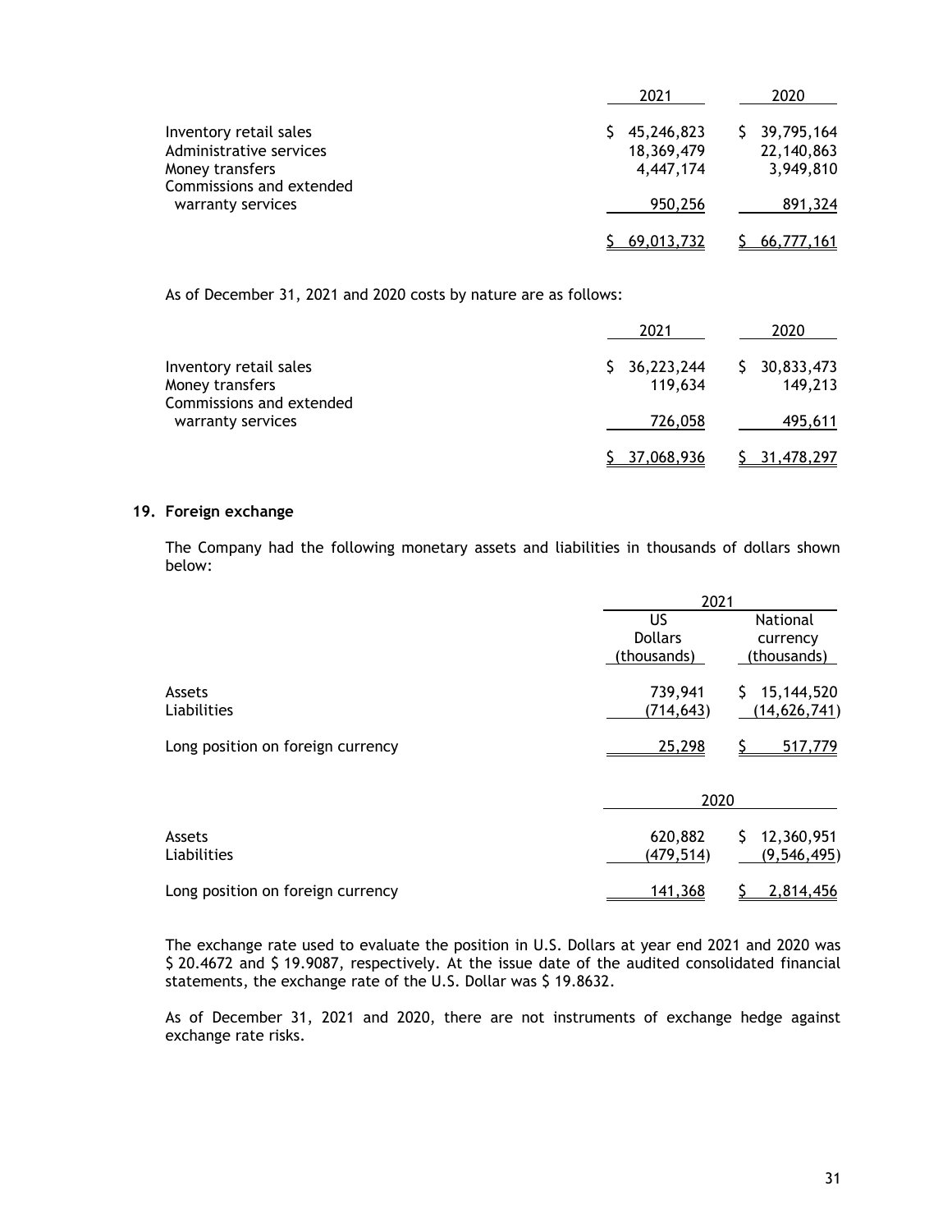| | 2021 | 2020 |
|---|---|---|
| Inventory retail sales | $ 45,246,823 | $ 39,795,164 |
| Administrative services | 18,369,479 | 22,140,863 |
| Money transfers | 4,447,174 | 3,949,810 |
| Commissions and extended warranty services | 950,256 | 891,324 |
| | $ 69,013,732 | $ 66,777,161 |

As of December 31, 2021 and 2020 costs by nature are as follows:

| | 2021 | 2020 |
|---|---|---|
| Inventory retail sales | $ 36,223,244 | $ 30,833,473 |
| Money transfers | 119,634 | 149,213 |
| Commissions and extended warranty services | 726,058 | 495,611 |
| | $ 37,068,936 | $ 31,478,297 |

## 19. Foreign exchange

The Company had the following monetary assets and liabilities in thousands of dollars shown below:

| | 2021 | |
|---|---|---|
| | US Dollars (thousands) | National currency (thousands) |
| Assets | 739,941 | $ 15,144,520 |
| Liabilities | (714,643) | (14,626,741) |
| Long position on foreign currency | 25,298 | $ 517,779 |

| | 2020 | |
|---|---|---|
| Assets | 620,882 | $ 12,360,951 |
| Liabilities | (479,514) | (9,546,495) |
| Long position on foreign currency | 141,368 | $ 2,814,456 |

The exchange rate used to evaluate the position in U.S. Dollars at year end 2021 and 2020 was $ 20.4672 and $ 19.9087, respectively. At the issue date of the audited consolidated financial statements, the exchange rate of the U.S. Dollar was $ 19.8632.

As of December 31, 2021 and 2020, there are not instruments of exchange hedge against exchange rate risks.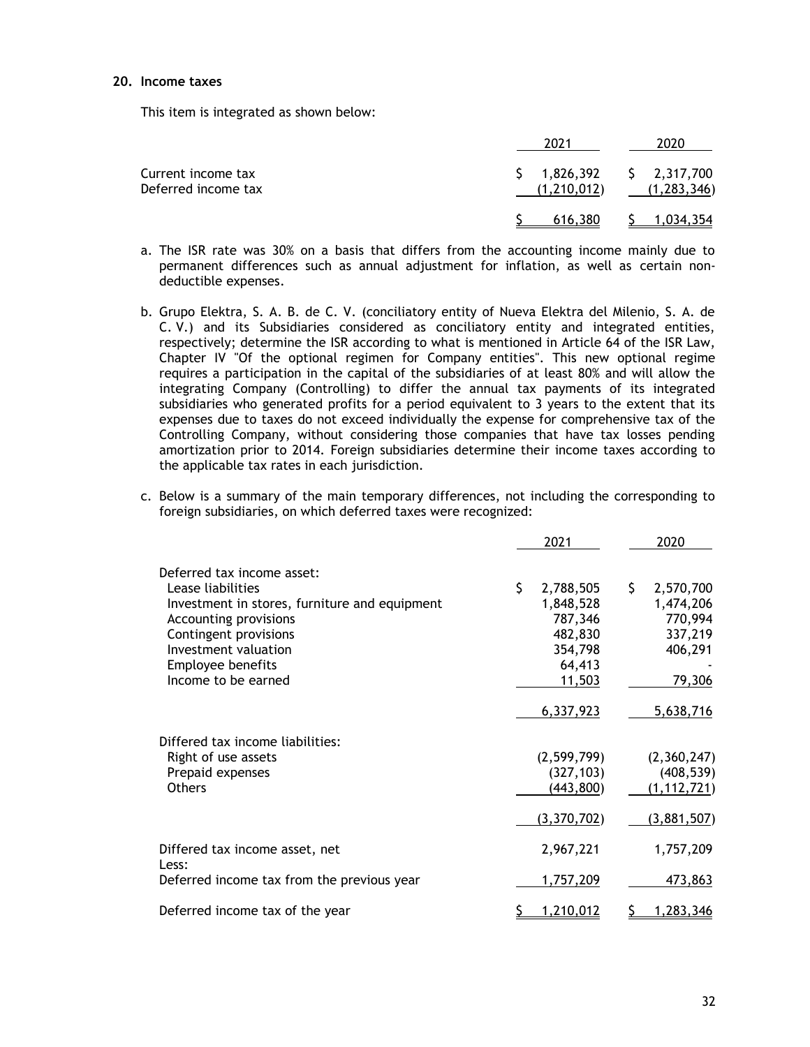## 20. Income taxes

This item is integrated as shown below:

| | 2021 | 2020 |
|---|---|---|
| Current income tax | $ 1,826,392 | $ 2,317,700 |
| Deferred income tax | (1,210,012) | (1,283,346) |
| | $ 616,380 | $ 1,034,354 |

a. The ISR rate was 30% on a basis that differs from the accounting income mainly due to permanent differences such as annual adjustment for inflation, as well as certain non-deductible expenses.

b. Grupo Elektra, S. A. B. de C. V. (conciliatory entity of Nueva Elektra del Milenio, S. A. de C. V.) and its Subsidiaries considered as conciliatory entity and integrated entities, respectively; determine the ISR according to what is mentioned in Article 64 of the ISR Law, Chapter IV "Of the optional regimen for Company entities". This new optional regime requires a participation in the capital of the subsidiaries of at least 80% and will allow the integrating Company (Controlling) to differ the annual tax payments of its integrated subsidiaries who generated profits for a period equivalent to 3 years to the extent that its expenses due to taxes do not exceed individually the expense for comprehensive tax of the Controlling Company, without considering those companies that have tax losses pending amortization prior to 2014. Foreign subsidiaries determine their income taxes according to the applicable tax rates in each jurisdiction.

c. Below is a summary of the main temporary differences, not including the corresponding to foreign subsidiaries, on which deferred taxes were recognized:

| | 2021 | 2020 |
|---|---|---|
| Deferred tax income asset: | | |
| Lease liabilities | $ 2,788,505 | $ 2,570,700 |
| Investment in stores, furniture and equipment | 1,848,528 | 1,474,206 |
| Accounting provisions | 787,346 | 770,994 |
| Contingent provisions | 482,830 | 337,219 |
| Investment valuation | 354,798 | 406,291 |
| Employee benefits | 64,413 | - |
| Income to be earned | 11,503 | 79,306 |
| | 6,337,923 | 5,638,716 |
| Differed tax income liabilities: | | |
| Right of use assets | (2,599,799) | (2,360,247) |
| Prepaid expenses | (327,103) | (408,539) |
| Others | (443,800) | (1,112,721) |
| | (3,370,702) | (3,881,507) |
| Differed tax income asset, net | 2,967,221 | 1,757,209 |
| Less: | | |
| Deferred income tax from the previous year | 1,757,209 | 473,863 |
| Deferred income tax of the year | $ 1,210,012 | $ 1,283,346 |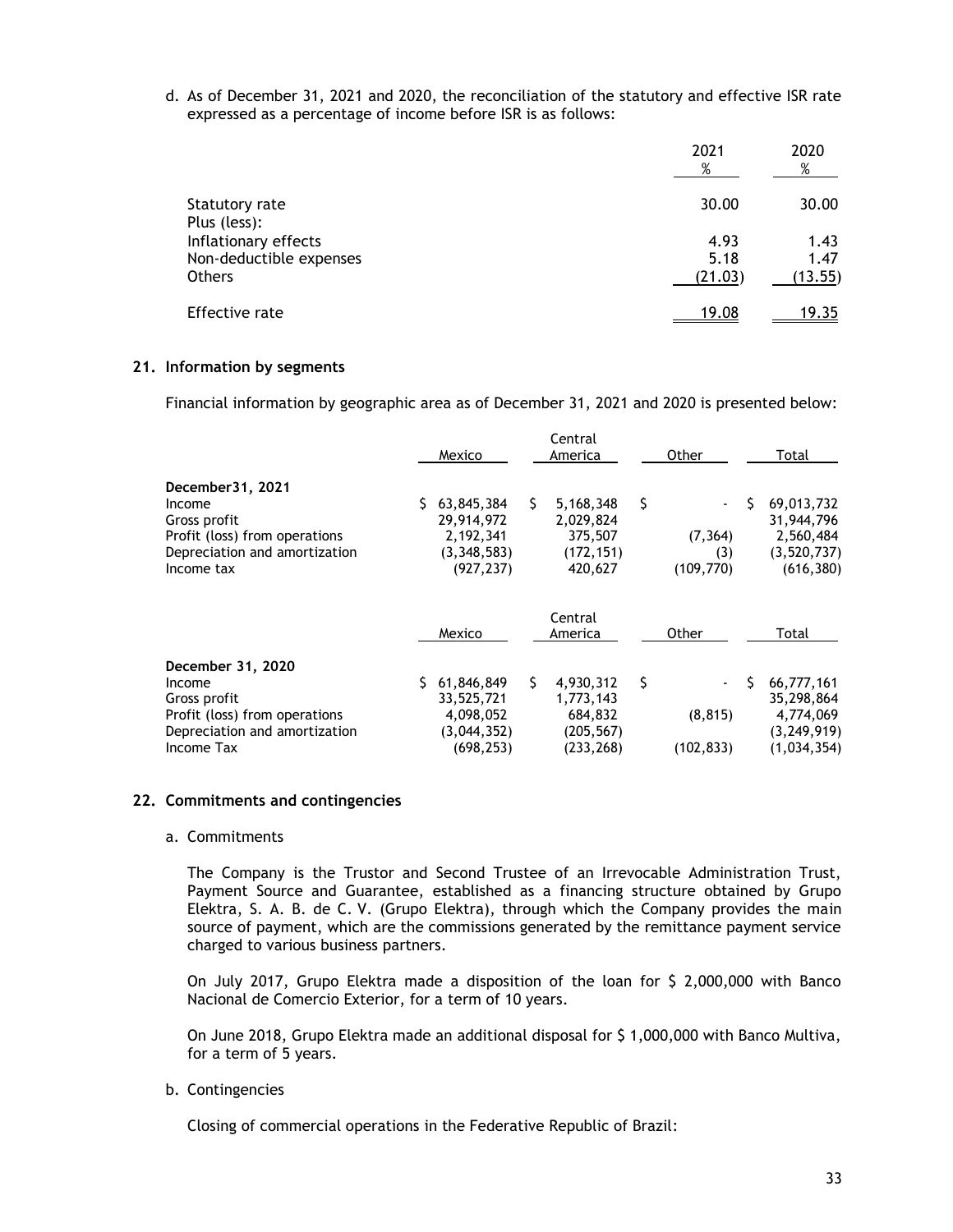d. As of December 31, 2021 and 2020, the reconciliation of the statutory and effective ISR rate expressed as a percentage of income before ISR is as follows:

| | 2021 % | 2020 % |
|---|---|---|
| Statutory rate | 30.00 | 30.00 |
| Plus (less): | | |
| Inflationary effects | 4.93 | 1.43 |
| Non-deductible expenses | 5.18 | 1.47 |
| Others | (21.03) | (13.55) |
| Effective rate | 19.08 | 19.35 |

## 21. Information by segments

Financial information by geographic area as of December 31, 2021 and 2020 is presented below:

| | Mexico | Central America | Other | Total |
|---|---|---|---|---|
| **December31, 2021** | | | | |
| Income | $ 63,845,384 | $ 5,168,348 | $ - | $ 69,013,732 |
| Gross profit | 29,914,972 | 2,029,824 | | 31,944,796 |
| Profit (loss) from operations | 2,192,341 | 375,507 | (7,364) | 2,560,484 |
| Depreciation and amortization | (3,348,583) | (172,151) | (3) | (3,520,737) |
| Income tax | (927,237) | 420,627 | (109,770) | (616,380) |

| | Mexico | Central America | Other | Total |
|---|---|---|---|---|
| **December 31, 2020** | | | | |
| Income | $ 61,846,849 | $ 4,930,312 | $ - | $ 66,777,161 |
| Gross profit | 33,525,721 | 1,773,143 | | 35,298,864 |
| Profit (loss) from operations | 4,098,052 | 684,832 | (8,815) | 4,774,069 |
| Depreciation and amortization | (3,044,352) | (205,567) | | (3,249,919) |
| Income Tax | (698,253) | (233,268) | (102,833) | (1,034,354) |

## 22. Commitments and contingencies

a. Commitments

The Company is the Trustor and Second Trustee of an Irrevocable Administration Trust, Payment Source and Guarantee, established as a financing structure obtained by Grupo Elektra, S. A. B. de C. V. (Grupo Elektra), through which the Company provides the main source of payment, which are the commissions generated by the remittance payment service charged to various business partners.

On July 2017, Grupo Elektra made a disposition of the loan for $ 2,000,000 with Banco Nacional de Comercio Exterior, for a term of 10 years.

On June 2018, Grupo Elektra made an additional disposal for $ 1,000,000 with Banco Multiva, for a term of 5 years.

b. Contingencies

Closing of commercial operations in the Federative Republic of Brazil: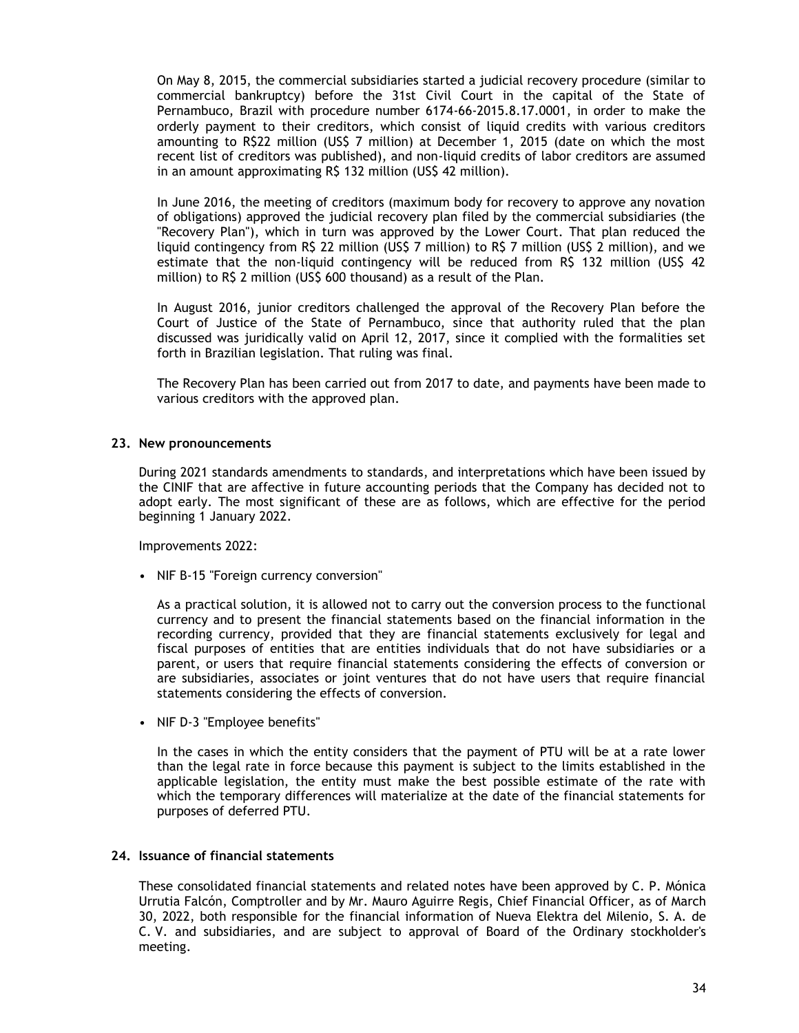On May 8, 2015, the commercial subsidiaries started a judicial recovery procedure (similar to commercial bankruptcy) before the 31st Civil Court in the capital of the State of Pernambuco, Brazil with procedure number 6174-66-2015.8.17.0001, in order to make the orderly payment to their creditors, which consist of liquid credits with various creditors amounting to R$22 million (US$ 7 million) at December 1, 2015 (date on which the most recent list of creditors was published), and non-liquid credits of labor creditors are assumed in an amount approximating R$ 132 million (US$ 42 million).

In June 2016, the meeting of creditors (maximum body for recovery to approve any novation of obligations) approved the judicial recovery plan filed by the commercial subsidiaries (the "Recovery Plan"), which in turn was approved by the Lower Court. That plan reduced the liquid contingency from R$ 22 million (US$ 7 million) to R$ 7 million (US$ 2 million), and we estimate that the non-liquid contingency will be reduced from R$ 132 million (US$ 42 million) to R$ 2 million (US$ 600 thousand) as a result of the Plan.

In August 2016, junior creditors challenged the approval of the Recovery Plan before the Court of Justice of the State of Pernambuco, since that authority ruled that the plan discussed was juridically valid on April 12, 2017, since it complied with the formalities set forth in Brazilian legislation. That ruling was final.

The Recovery Plan has been carried out from 2017 to date, and payments have been made to various creditors with the approved plan.

## 23. New pronouncements

During 2021 standards amendments to standards, and interpretations which have been issued by the CINIF that are affective in future accounting periods that the Company has decided not to adopt early. The most significant of these are as follows, which are effective for the period beginning 1 January 2022.

Improvements 2022:

- NIF B-15 "Foreign currency conversion"

  As a practical solution, it is allowed not to carry out the conversion process to the functional currency and to present the financial statements based on the financial information in the recording currency, provided that they are financial statements exclusively for legal and fiscal purposes of entities that are entities individuals that do not have subsidiaries or a parent, or users that require financial statements considering the effects of conversion or are subsidiaries, associates or joint ventures that do not have users that require financial statements considering the effects of conversion.

- NIF D-3 "Employee benefits"

  In the cases in which the entity considers that the payment of PTU will be at a rate lower than the legal rate in force because this payment is subject to the limits established in the applicable legislation, the entity must make the best possible estimate of the rate with which the temporary differences will materialize at the date of the financial statements for purposes of deferred PTU.

## 24. Issuance of financial statements

These consolidated financial statements and related notes have been approved by C. P. Mónica Urrutia Falcón, Comptroller and by Mr. Mauro Aguirre Regis, Chief Financial Officer, as of March 30, 2022, both responsible for the financial information of Nueva Elektra del Milenio, S. A. de C. V. and subsidiaries, and are subject to approval of Board of the Ordinary stockholder's meeting.